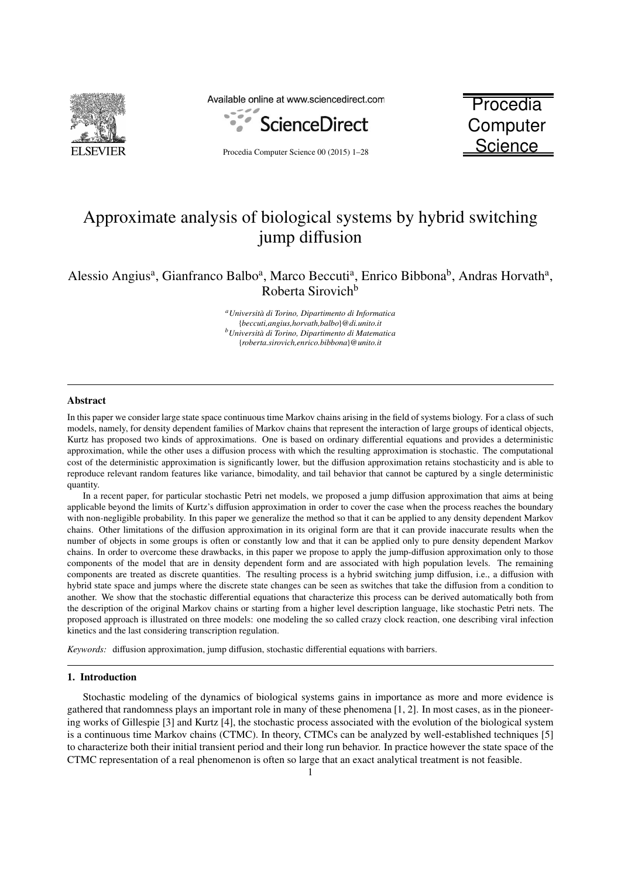# Approximate analysis of biological systems by hybrid switching jump diffusion

Alessio Angius[a], Gianfranco Balbo[a], Marco Beccuti[a], Enrico Bibbona[b], Andras Horvath[a], Roberta Sirovich[b]

[a] *Università di Torino, Dipartimento di Informatica*
*{beccuti,angius,horvath,balbo}@di.unito.it*
[b] *Università di Torino, Dipartimento di Matematica*
*{roberta.sirovich,enrico.bibbona}@unito.it*

---

## Abstract

In this paper we consider large state space continuous time Markov chains arising in the field of systems biology. For a class of such models, namely, for density dependent families of Markov chains that represent the interaction of large groups of identical objects, Kurtz has proposed two kinds of approximations. One is based on ordinary differential equations and provides a deterministic approximation, while the other uses a diffusion process with which the resulting approximation is stochastic. The computational cost of the deterministic approximation is significantly lower, but the diffusion approximation retains stochasticity and is able to reproduce relevant random features like variance, bimodality, and tail behavior that cannot be captured by a single deterministic quantity.

In a recent paper, for particular stochastic Petri net models, we proposed a jump diffusion approximation that aims at being applicable beyond the limits of Kurtz's diffusion approximation in order to cover the case when the process reaches the boundary with non-negligible probability. In this paper we generalize the method so that it can be applied to any density dependent Markov chains. Other limitations of the diffusion approximation in its original form are that it can provide inaccurate results when the number of objects in some groups is often or constantly low and that it can be applied only to pure density dependent Markov chains. In order to overcome these drawbacks, in this paper we propose to apply the jump-diffusion approximation only to those components of the model that are in density dependent form and are associated with high population levels. The remaining components are treated as discrete quantities. The resulting process is a hybrid switching jump diffusion, i.e., a diffusion with hybrid state space and jumps where the discrete state changes can be seen as switches that take the diffusion from a condition to another. We show that the stochastic differential equations that characterize this process can be derived automatically both from the description of the original Markov chains or starting from a higher level description language, like stochastic Petri nets. The proposed approach is illustrated on three models: one modeling the so called crazy clock reaction, one describing viral infection kinetics and the last considering transcription regulation.

*Keywords:* diffusion approximation, jump diffusion, stochastic differential equations with barriers.

---

## 1. Introduction

Stochastic modeling of the dynamics of biological systems gains in importance as more and more evidence is gathered that randomness plays an important role in many of these phenomena [1, 2]. In most cases, as in the pioneering works of Gillespie [3] and Kurtz [4], the stochastic process associated with the evolution of the biological system is a continuous time Markov chains (CTMC). In theory, CTMCs can be analyzed by well-established techniques [5] to characterize both their initial transient period and their long run behavior. In practice however the state space of the CTMC representation of a real phenomenon is often so large that an exact analytical treatment is not feasible.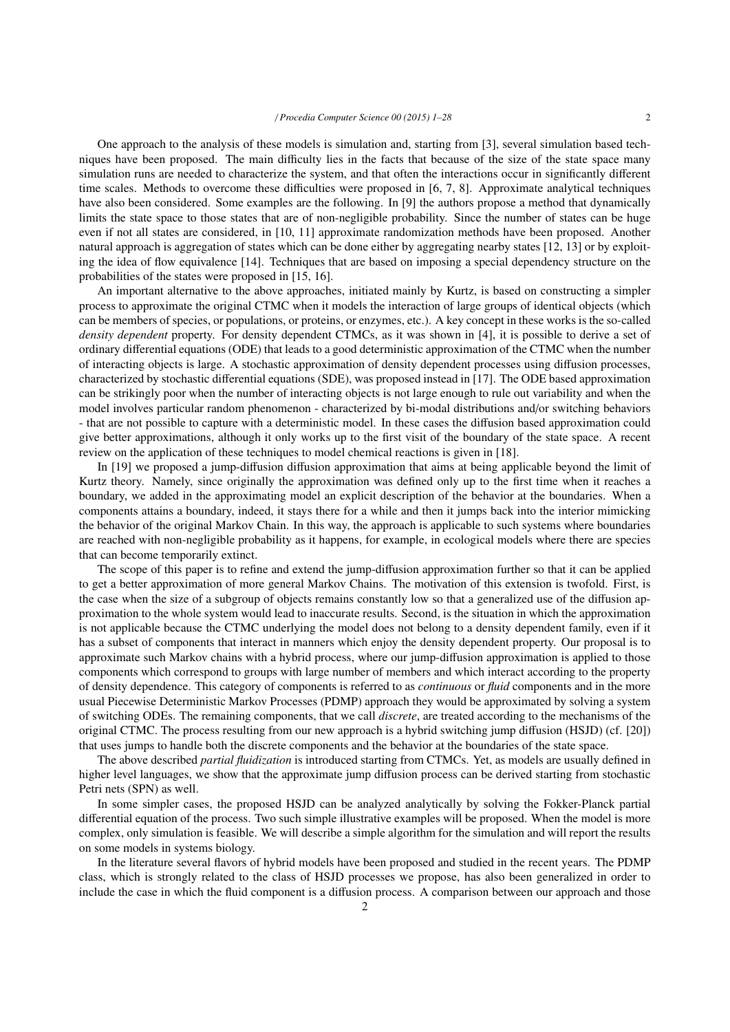One approach to the analysis of these models is simulation and, starting from [3], several simulation based techniques have been proposed. The main difficulty lies in the facts that because of the size of the state space many simulation runs are needed to characterize the system, and that often the interactions occur in significantly different time scales. Methods to overcome these difficulties were proposed in [6, 7, 8]. Approximate analytical techniques have also been considered. Some examples are the following. In [9] the authors propose a method that dynamically limits the state space to those states that are of non-negligible probability. Since the number of states can be huge even if not all states are considered, in [10, 11] approximate randomization methods have been proposed. Another natural approach is aggregation of states which can be done either by aggregating nearby states [12, 13] or by exploiting the idea of flow equivalence [14]. Techniques that are based on imposing a special dependency structure on the probabilities of the states were proposed in [15, 16].

An important alternative to the above approaches, initiated mainly by Kurtz, is based on constructing a simpler process to approximate the original CTMC when it models the interaction of large groups of identical objects (which can be members of species, or populations, or proteins, or enzymes, etc.). A key concept in these works is the so-called *density dependent* property. For density dependent CTMCs, as it was shown in [4], it is possible to derive a set of ordinary differential equations (ODE) that leads to a good deterministic approximation of the CTMC when the number of interacting objects is large. A stochastic approximation of density dependent processes using diffusion processes, characterized by stochastic differential equations (SDE), was proposed instead in [17]. The ODE based approximation can be strikingly poor when the number of interacting objects is not large enough to rule out variability and when the model involves particular random phenomenon - characterized by bi-modal distributions and/or switching behaviors - that are not possible to capture with a deterministic model. In these cases the diffusion based approximation could give better approximations, although it only works up to the first visit of the boundary of the state space. A recent review on the application of these techniques to model chemical reactions is given in [18].

In [19] we proposed a jump-diffusion diffusion approximation that aims at being applicable beyond the limit of Kurtz theory. Namely, since originally the approximation was defined only up to the first time when it reaches a boundary, we added in the approximating model an explicit description of the behavior at the boundaries. When a components attains a boundary, indeed, it stays there for a while and then it jumps back into the interior mimicking the behavior of the original Markov Chain. In this way, the approach is applicable to such systems where boundaries are reached with non-negligible probability as it happens, for example, in ecological models where there are species that can become temporarily extinct.

The scope of this paper is to refine and extend the jump-diffusion approximation further so that it can be applied to get a better approximation of more general Markov Chains. The motivation of this extension is twofold. First, is the case when the size of a subgroup of objects remains constantly low so that a generalized use of the diffusion approximation to the whole system would lead to inaccurate results. Second, is the situation in which the approximation is not applicable because the CTMC underlying the model does not belong to a density dependent family, even if it has a subset of components that interact in manners which enjoy the density dependent property. Our proposal is to approximate such Markov chains with a hybrid process, where our jump-diffusion approximation is applied to those components which correspond to groups with large number of members and which interact according to the property of density dependence. This category of components is referred to as *continuous* or *fluid* components and in the more usual Piecewise Deterministic Markov Processes (PDMP) approach they would be approximated by solving a system of switching ODEs. The remaining components, that we call *discrete*, are treated according to the mechanisms of the original CTMC. The process resulting from our new approach is a hybrid switching jump diffusion (HSJD) (cf. [20]) that uses jumps to handle both the discrete components and the behavior at the boundaries of the state space.

The above described *partial fluidization* is introduced starting from CTMCs. Yet, as models are usually defined in higher level languages, we show that the approximate jump diffusion process can be derived starting from stochastic Petri nets (SPN) as well.

In some simpler cases, the proposed HSJD can be analyzed analytically by solving the Fokker-Planck partial differential equation of the process. Two such simple illustrative examples will be proposed. When the model is more complex, only simulation is feasible. We will describe a simple algorithm for the simulation and will report the results on some models in systems biology.

In the literature several flavors of hybrid models have been proposed and studied in the recent years. The PDMP class, which is strongly related to the class of HSJD processes we propose, has also been generalized in order to include the case in which the fluid component is a diffusion process. A comparison between our approach and those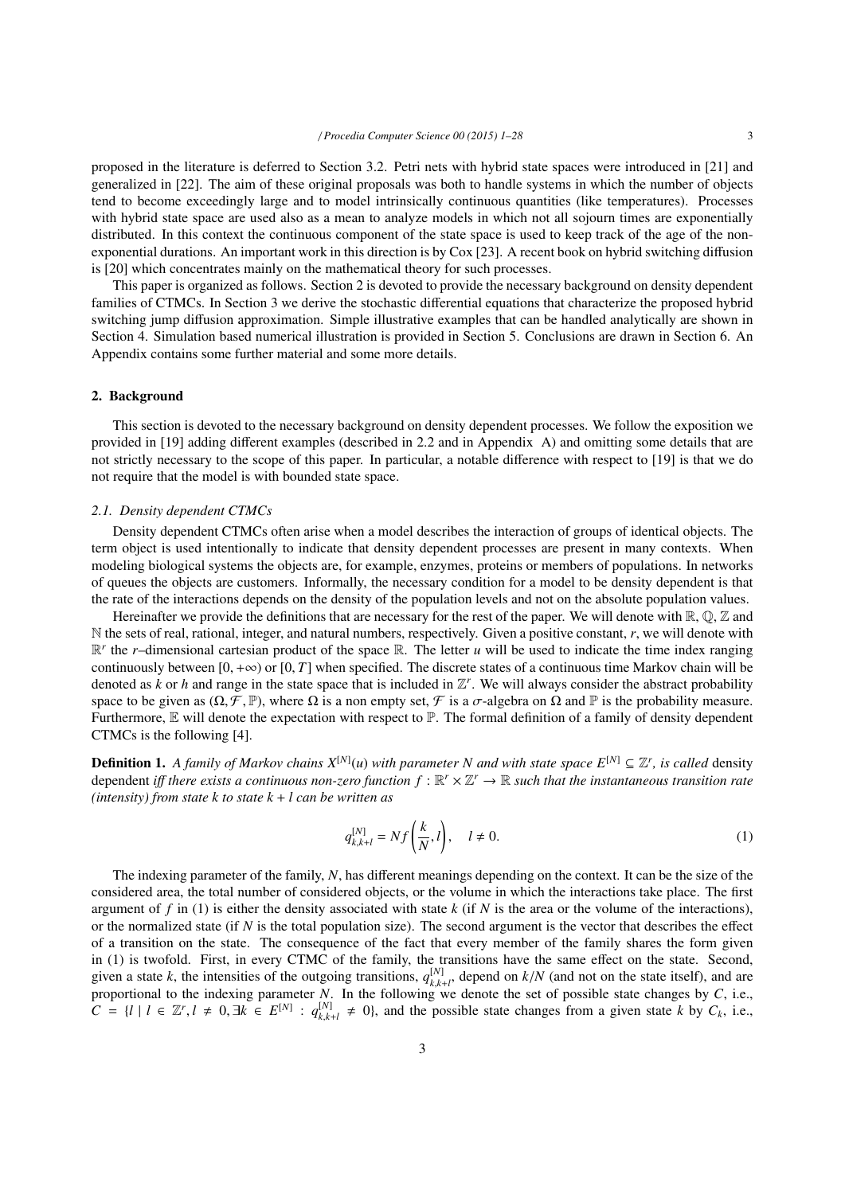proposed in the literature is deferred to Section 3.2. Petri nets with hybrid state spaces were introduced in [21] and generalized in [22]. The aim of these original proposals was both to handle systems in which the number of objects tend to become exceedingly large and to model intrinsically continuous quantities (like temperatures). Processes with hybrid state space are used also as a mean to analyze models in which not all sojourn times are exponentially distributed. In this context the continuous component of the state space is used to keep track of the age of the non-exponential durations. An important work in this direction is by Cox [23]. A recent book on hybrid switching diffusion is [20] which concentrates mainly on the mathematical theory for such processes.

This paper is organized as follows. Section 2 is devoted to provide the necessary background on density dependent families of CTMCs. In Section 3 we derive the stochastic differential equations that characterize the proposed hybrid switching jump diffusion approximation. Simple illustrative examples that can be handled analytically are shown in Section 4. Simulation based numerical illustration is provided in Section 5. Conclusions are drawn in Section 6. An Appendix contains some further material and some more details.

## 2. Background

This section is devoted to the necessary background on density dependent processes. We follow the exposition we provided in [19] adding different examples (described in 2.2 and in Appendix A) and omitting some details that are not strictly necessary to the scope of this paper. In particular, a notable difference with respect to [19] is that we do not require that the model is with bounded state space.

### 2.1. Density dependent CTMCs

Density dependent CTMCs often arise when a model describes the interaction of groups of identical objects. The term object is used intentionally to indicate that density dependent processes are present in many contexts. When modeling biological systems the objects are, for example, enzymes, proteins or members of populations. In networks of queues the objects are customers. Informally, the necessary condition for a model to be density dependent is that the rate of the interactions depends on the density of the population levels and not on the absolute population values.

Hereinafter we provide the definitions that are necessary for the rest of the paper. We will denote with $\mathbb{R}$, $\mathbb{Q}$, $\mathbb{Z}$ and $\mathbb{N}$ the sets of real, rational, integer, and natural numbers, respectively. Given a positive constant, $r$, we will denote with $\mathbb{R}^r$ the $r$–dimensional cartesian product of the space $\mathbb{R}$. The letter $u$ will be used to indicate the time index ranging continuously between $[0, +\infty)$ or $[0, T]$ when specified. The discrete states of a continuous time Markov chain will be denoted as $k$ or $h$ and range in the state space that is included in $\mathbb{Z}^r$. We will always consider the abstract probability space to be given as $(\Omega, \mathcal{F}, \mathbb{P})$, where $\Omega$ is a non empty set, $\mathcal{F}$ is a $\sigma$-algebra on $\Omega$ and $\mathbb{P}$ is the probability measure. Furthermore, $\mathbb{E}$ will denote the expectation with respect to $\mathbb{P}$. The formal definition of a family of density dependent CTMCs is the following [4].

**Definition 1.** *A family of Markov chains $X^{[N]}(u)$ with parameter $N$ and with state space $E^{[N]} \subseteq \mathbb{Z}^r$, is called* density dependent *iff there exists a continuous non-zero function $f : \mathbb{R}^r \times \mathbb{Z}^r \to \mathbb{R}$ such that the instantaneous transition rate (intensity) from state $k$ to state $k + l$ can be written as*

$$q^{[N]}_{k,k+l} = N f\left(\frac{k}{N}, l\right), \quad l \neq 0. \tag{1}$$

The indexing parameter of the family, $N$, has different meanings depending on the context. It can be the size of the considered area, the total number of considered objects, or the volume in which the interactions take place. The first argument of $f$ in (1) is either the density associated with state $k$ (if $N$ is the area or the volume of the interactions), or the normalized state (if $N$ is the total population size). The second argument is the vector that describes the effect of a transition on the state. The consequence of the fact that every member of the family shares the form given in (1) is twofold. First, in every CTMC of the family, the transitions have the same effect on the state. Second, given a state $k$, the intensities of the outgoing transitions, $q^{[N]}_{k,k+l}$, depend on $k/N$ (and not on the state itself), and are proportional to the indexing parameter $N$. In the following we denote the set of possible state changes by $C$, i.e., $C = \{l \mid l \in \mathbb{Z}^r, l \neq 0, \exists k \in E^{[N]} : q^{[N]}_{k,k+l} \neq 0\}$, and the possible state changes from a given state $k$ by $C_k$, i.e.,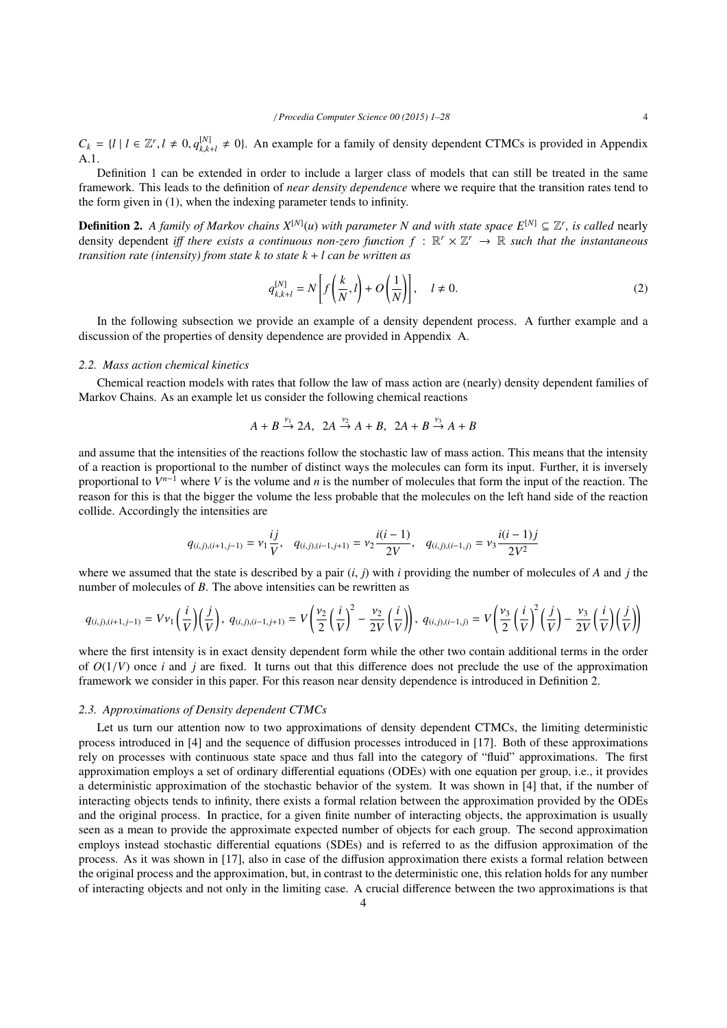$C_k = \{l \mid l \in \mathbb{Z}^r, l \neq 0, q^{[N]}_{k,k+l} \neq 0\}$. An example for a family of density dependent CTMCs is provided in Appendix A.1.

Definition 1 can be extended in order to include a larger class of models that can still be treated in the same framework. This leads to the definition of *near density dependence* where we require that the transition rates tend to the form given in (1), when the indexing parameter tends to infinity.

**Definition 2.** *A family of Markov chains $X^{[N]}(u)$ with parameter $N$ and with state space $E^{[N]} \subseteq \mathbb{Z}^r$, is called* nearly density dependent *iff there exists a continuous non-zero function $f : \mathbb{R}^r \times \mathbb{Z}^r \to \mathbb{R}$ such that the instantaneous transition rate (intensity) from state $k$ to state $k + l$ can be written as*

$$q^{[N]}_{k,k+l} = N\left[f\left(\frac{k}{N}, l\right) + O\left(\frac{1}{N}\right)\right], \quad l \neq 0. \tag{2}$$

In the following subsection we provide an example of a density dependent process. A further example and a discussion of the properties of density dependence are provided in Appendix A.

### 2.2. Mass action chemical kinetics

Chemical reaction models with rates that follow the law of mass action are (nearly) density dependent families of Markov Chains. As an example let us consider the following chemical reactions

$$A + B \xrightarrow{\nu_1} 2A, \;\; 2A \xrightarrow{\nu_2} A + B, \;\; 2A + B \xrightarrow{\nu_3} A + B$$

and assume that the intensities of the reactions follow the stochastic law of mass action. This means that the intensity of a reaction is proportional to the number of distinct ways the molecules can form its input. Further, it is inversely proportional to $V^{n-1}$ where $V$ is the volume and $n$ is the number of molecules that form the input of the reaction. The reason for this is that the bigger the volume the less probable that the molecules on the left hand side of the reaction collide. Accordingly the intensities are

$$q_{(i,j),(i+1,j-1)} = \nu_1 \frac{ij}{V}, \quad q_{(i,j),(i-1,j+1)} = \nu_2 \frac{i(i-1)}{2V}, \quad q_{(i,j),(i-1,j)} = \nu_3 \frac{i(i-1)j}{2V^2}$$

where we assumed that the state is described by a pair $(i, j)$ with $i$ providing the number of molecules of $A$ and $j$ the number of molecules of $B$. The above intensities can be rewritten as

$$q_{(i,j),(i+1,j-1)} = V\nu_1\left(\frac{i}{V}\right)\left(\frac{j}{V}\right), \; q_{(i,j),(i-1,j+1)} = V\left(\frac{\nu_2}{2}\left(\frac{i}{V}\right)^2 - \frac{\nu_2}{2V}\left(\frac{i}{V}\right)\right), \; q_{(i,j),(i-1,j)} = V\left(\frac{\nu_3}{2}\left(\frac{i}{V}\right)^2\left(\frac{j}{V}\right) - \frac{\nu_3}{2V}\left(\frac{i}{V}\right)\left(\frac{j}{V}\right)\right)$$

where the first intensity is in exact density dependent form while the other two contain additional terms in the order of $O(1/V)$ once $i$ and $j$ are fixed. It turns out that this difference does not preclude the use of the approximation framework we consider in this paper. For this reason near density dependence is introduced in Definition 2.

### 2.3. Approximations of Density dependent CTMCs

Let us turn our attention now to two approximations of density dependent CTMCs, the limiting deterministic process introduced in [4] and the sequence of diffusion processes introduced in [17]. Both of these approximations rely on processes with continuous state space and thus fall into the category of "fluid" approximations. The first approximation employs a set of ordinary differential equations (ODEs) with one equation per group, i.e., it provides a deterministic approximation of the stochastic behavior of the system. It was shown in [4] that, if the number of interacting objects tends to infinity, there exists a formal relation between the approximation provided by the ODEs and the original process. In practice, for a given finite number of interacting objects, the approximation is usually seen as a mean to provide the approximate expected number of objects for each group. The second approximation employs instead stochastic differential equations (SDEs) and is referred to as the diffusion approximation of the process. As it was shown in [17], also in case of the diffusion approximation there exists a formal relation between the original process and the approximation, but, in contrast to the deterministic one, this relation holds for any number of interacting objects and not only in the limiting case. A crucial difference between the two approximations is that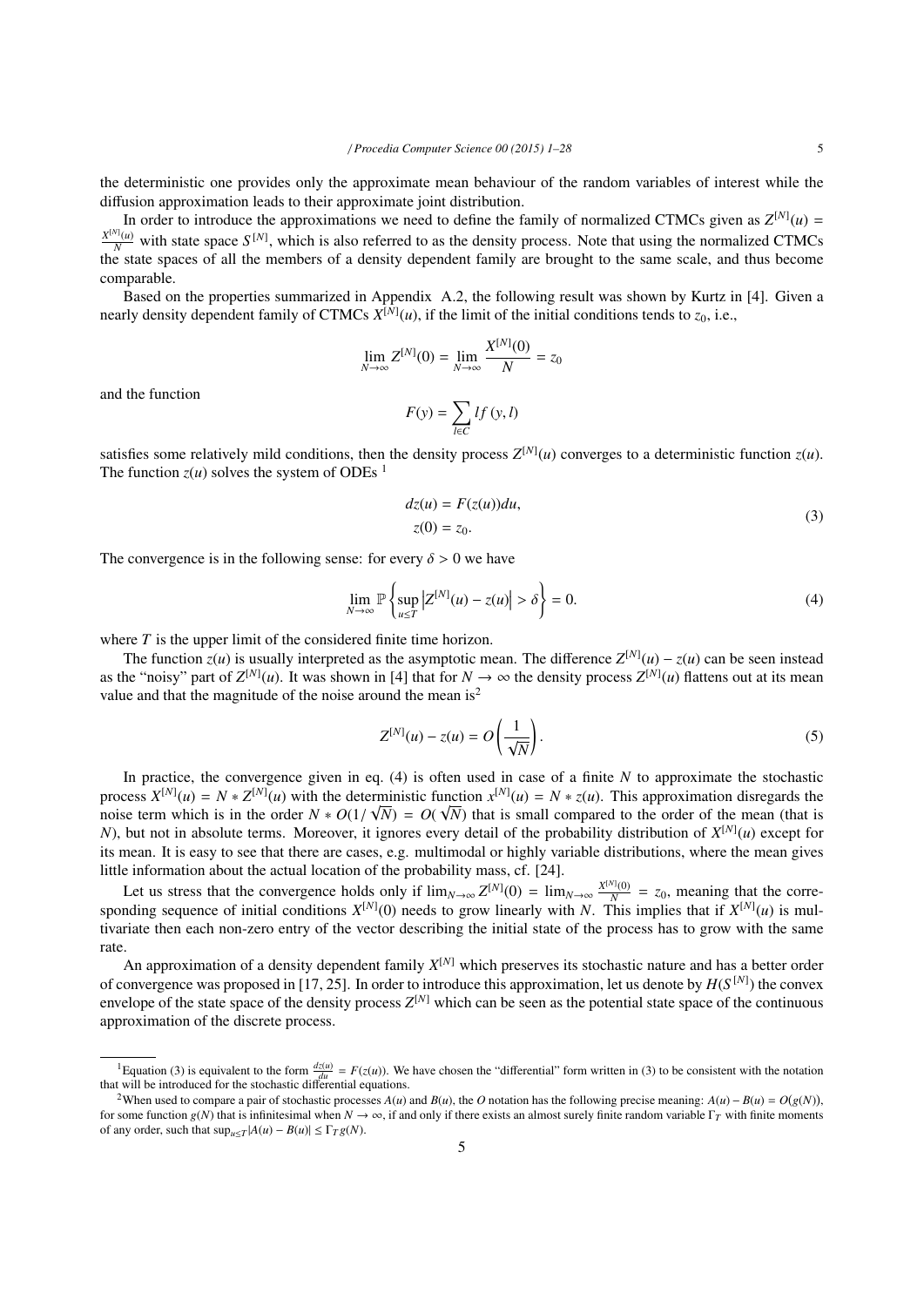the deterministic one provides only the approximate mean behaviour of the random variables of interest while the diffusion approximation leads to their approximate joint distribution.

In order to introduce the approximations we need to define the family of normalized CTMCs given as $Z^{[N]}(u) = \frac{X^{[N]}(u)}{N}$ with state space $S^{[N]}$, which is also referred to as the density process. Note that using the normalized CTMCs the state spaces of all the members of a density dependent family are brought to the same scale, and thus become comparable.

Based on the properties summarized in Appendix A.2, the following result was shown by Kurtz in [4]. Given a nearly density dependent family of CTMCs $X^{[N]}(u)$, if the limit of the initial conditions tends to $z_0$, i.e.,

$$\lim_{N\to\infty} Z^{[N]}(0) = \lim_{N\to\infty} \frac{X^{[N]}(0)}{N} = z_0$$

and the function

$$F(y) = \sum_{l\in C} l f(y, l)$$

satisfies some relatively mild conditions, then the density process $Z^{[N]}(u)$ converges to a deterministic function $z(u)$. The function $z(u)$ solves the system of ODEs [1]

$$\begin{aligned} dz(u) &= F(z(u))du, \\ z(0) &= z_0. \end{aligned} \tag{3}$$

The convergence is in the following sense: for every $\delta > 0$ we have

$$\lim_{N\to\infty} \mathbb{P}\left\{\sup_{u\leq T}\left|Z^{[N]}(u) - z(u)\right| > \delta\right\} = 0. \tag{4}$$

where $T$ is the upper limit of the considered finite time horizon.

The function $z(u)$ is usually interpreted as the asymptotic mean. The difference $Z^{[N]}(u) - z(u)$ can be seen instead as the "noisy" part of $Z^{[N]}(u)$. It was shown in [4] that for $N \to \infty$ the density process $Z^{[N]}(u)$ flattens out at its mean value and that the magnitude of the noise around the mean is[2]

$$Z^{[N]}(u) - z(u) = O\left(\frac{1}{\sqrt{N}}\right). \tag{5}$$

In practice, the convergence given in eq. (4) is often used in case of a finite $N$ to approximate the stochastic process $X^{[N]}(u) = N * Z^{[N]}(u)$ with the deterministic function $x^{[N]}(u) = N * z(u)$. This approximation disregards the noise term which is in the order $N * O(1/\sqrt{N}) = O(\sqrt{N})$ that is small compared to the order of the mean (that is $N$), but not in absolute terms. Moreover, it ignores every detail of the probability distribution of $X^{[N]}(u)$ except for its mean. It is easy to see that there are cases, e.g. multimodal or highly variable distributions, where the mean gives little information about the actual location of the probability mass, cf. [24].

Let us stress that the convergence holds only if $\lim_{N\to\infty} Z^{[N]}(0) = \lim_{N\to\infty} \frac{X^{[N]}(0)}{N} = z_0$, meaning that the corresponding sequence of initial conditions $X^{[N]}(0)$ needs to grow linearly with $N$. This implies that if $X^{[N]}(u)$ is multivariate then each non-zero entry of the vector describing the initial state of the process has to grow with the same rate.

An approximation of a density dependent family $X^{[N]}$ which preserves its stochastic nature and has a better order of convergence was proposed in [17, 25]. In order to introduce this approximation, let us denote by $H(S^{[N]})$ the convex envelope of the state space of the density process $Z^{[N]}$ which can be seen as the potential state space of the continuous approximation of the discrete process.

---

[1] Equation (3) is equivalent to the form $\frac{dz(u)}{du} = F(z(u))$. We have chosen the "differential" form written in (3) to be consistent with the notation that will be introduced for the stochastic differential equations.

[2] When used to compare a pair of stochastic processes $A(u)$ and $B(u)$, the $O$ notation has the following precise meaning: $A(u) - B(u) = O(g(N))$, for some function $g(N)$ that is infinitesimal when $N \to \infty$, if and only if there exists an almost surely finite random variable $\Gamma_T$ with finite moments of any order, such that $\sup_{u\leq T}|A(u) - B(u)| \leq \Gamma_T g(N)$.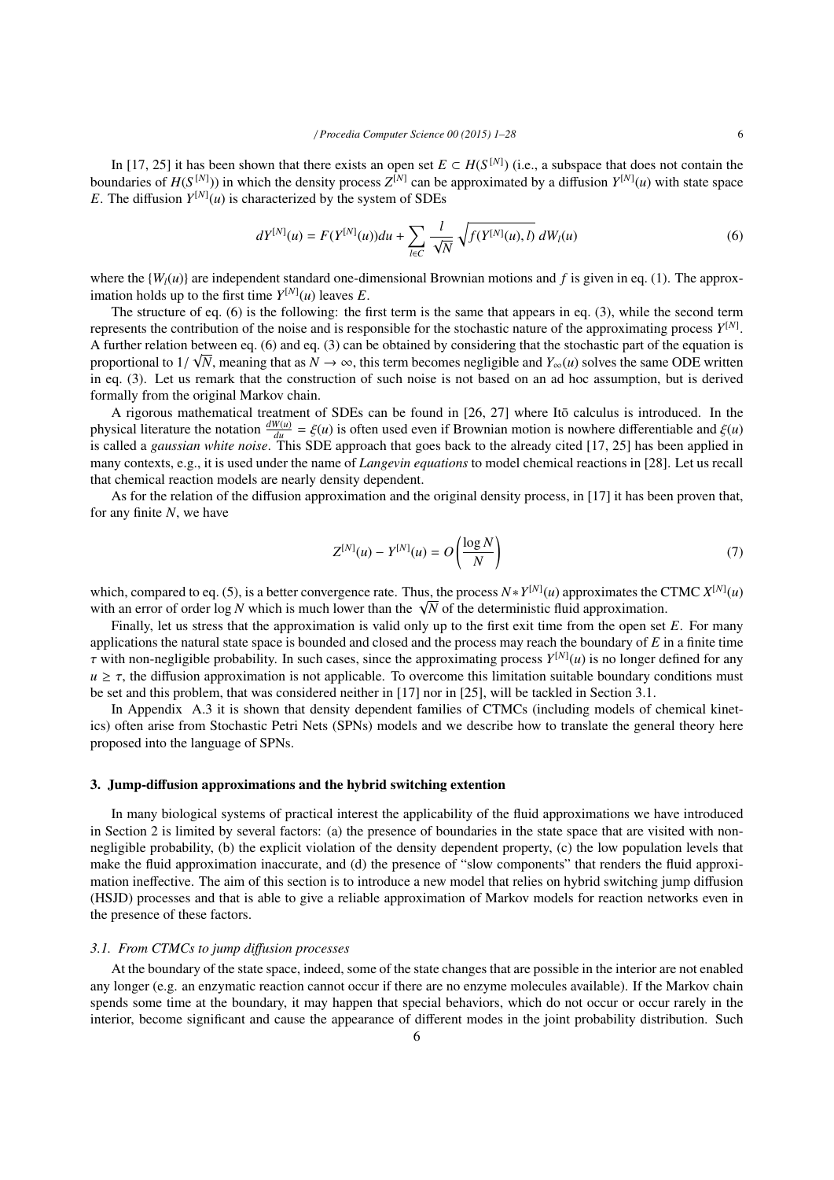In [17, 25] it has been shown that there exists an open set $E \subset H(S^{[N]})$ (i.e., a subspace that does not contain the boundaries of $H(S^{[N]})$) in which the density process $Z^{[N]}$ can be approximated by a diffusion $Y^{[N]}(u)$ with state space $E$. The diffusion $Y^{[N]}(u)$ is characterized by the system of SDEs

$$dY^{[N]}(u) = F(Y^{[N]}(u))du + \sum_{l \in C} \frac{l}{\sqrt{N}} \sqrt{f(Y^{[N]}(u), l)}\, dW_l(u) \tag{6}$$

where the $\{W_l(u)\}$ are independent standard one-dimensional Brownian motions and $f$ is given in eq. (1). The approximation holds up to the first time $Y^{[N]}(u)$ leaves $E$.

The structure of eq. (6) is the following: the first term is the same that appears in eq. (3), while the second term represents the contribution of the noise and is responsible for the stochastic nature of the approximating process $Y^{[N]}$. A further relation between eq. (6) and eq. (3) can be obtained by considering that the stochastic part of the equation is proportional to $1/\sqrt{N}$, meaning that as $N \to \infty$, this term becomes negligible and $Y_\infty(u)$ solves the same ODE written in eq. (3). Let us remark that the construction of such noise is not based on an ad hoc assumption, but is derived formally from the original Markov chain.

A rigorous mathematical treatment of SDEs can be found in [26, 27] where Itō calculus is introduced. In the physical literature the notation $\frac{dW(u)}{du} = \xi(u)$ is often used even if Brownian motion is nowhere differentiable and $\xi(u)$ is called a *gaussian white noise*. This SDE approach that goes back to the already cited [17, 25] has been applied in many contexts, e.g., it is used under the name of *Langevin equations* to model chemical reactions in [28]. Let us recall that chemical reaction models are nearly density dependent.

As for the relation of the diffusion approximation and the original density process, in [17] it has been proven that, for any finite $N$, we have

$$Z^{[N]}(u) - Y^{[N]}(u) = O\left(\frac{\log N}{N}\right) \tag{7}$$

which, compared to eq. (5), is a better convergence rate. Thus, the process $N * Y^{[N]}(u)$ approximates the CTMC $X^{[N]}(u)$ with an error of order $\log N$ which is much lower than the $\sqrt{N}$ of the deterministic fluid approximation.

Finally, let us stress that the approximation is valid only up to the first exit time from the open set $E$. For many applications the natural state space is bounded and closed and the process may reach the boundary of $E$ in a finite time $\tau$ with non-negligible probability. In such cases, since the approximating process $Y^{[N]}(u)$ is no longer defined for any $u \geq \tau$, the diffusion approximation is not applicable. To overcome this limitation suitable boundary conditions must be set and this problem, that was considered neither in [17] nor in [25], will be tackled in Section 3.1.

In Appendix A.3 it is shown that density dependent families of CTMCs (including models of chemical kinetics) often arise from Stochastic Petri Nets (SPNs) models and we describe how to translate the general theory here proposed into the language of SPNs.

## 3. Jump-diffusion approximations and the hybrid switching extention

In many biological systems of practical interest the applicability of the fluid approximations we have introduced in Section 2 is limited by several factors: (a) the presence of boundaries in the state space that are visited with non-negligible probability, (b) the explicit violation of the density dependent property, (c) the low population levels that make the fluid approximation inaccurate, and (d) the presence of "slow components" that renders the fluid approximation ineffective. The aim of this section is to introduce a new model that relies on hybrid switching jump diffusion (HSJD) processes and that is able to give a reliable approximation of Markov models for reaction networks even in the presence of these factors.

### *3.1. From CTMCs to jump diffusion processes*

At the boundary of the state space, indeed, some of the state changes that are possible in the interior are not enabled any longer (e.g. an enzymatic reaction cannot occur if there are no enzyme molecules available). If the Markov chain spends some time at the boundary, it may happen that special behaviors, which do not occur or occur rarely in the interior, become significant and cause the appearance of different modes in the joint probability distribution. Such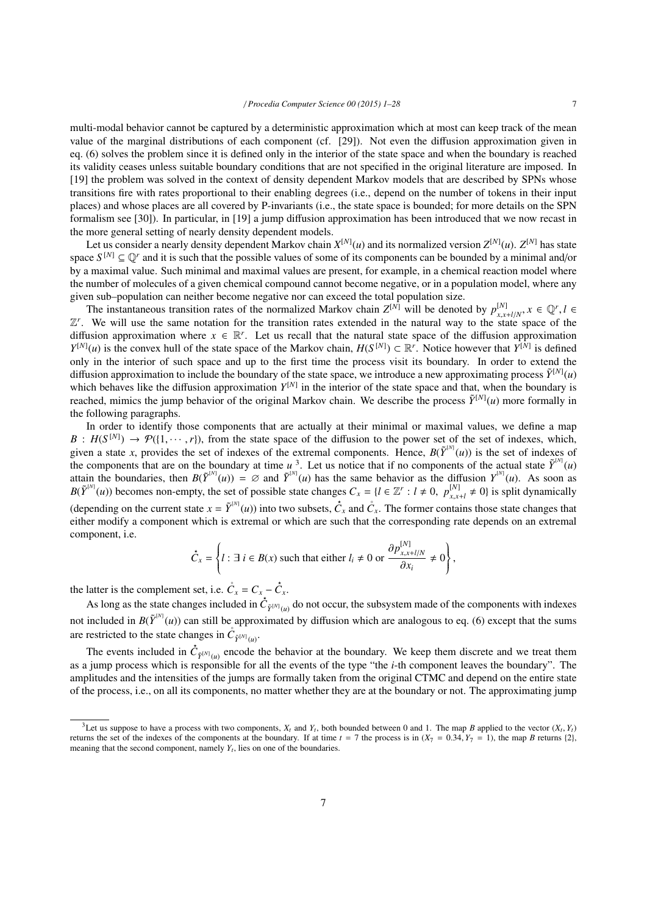multi-modal behavior cannot be captured by a deterministic approximation which at most can keep track of the mean value of the marginal distributions of each component (cf. [29]). Not even the diffusion approximation given in eq. (6) solves the problem since it is defined only in the interior of the state space and when the boundary is reached its validity ceases unless suitable boundary conditions that are not specified in the original literature are imposed. In [19] the problem was solved in the context of density dependent Markov models that are described by SPNs whose transitions fire with rates proportional to their enabling degrees (i.e., depend on the number of tokens in their input places) and whose places are all covered by P-invariants (i.e., the state space is bounded; for more details on the SPN formalism see [30]). In particular, in [19] a jump diffusion approximation has been introduced that we now recast in the more general setting of nearly density dependent models.

Let us consider a nearly density dependent Markov chain $X^{[N]}(u)$ and its normalized version $Z^{[N]}(u)$. $Z^{[N]}$ has state space $S^{[N]} \subseteq \mathbb{Q}^r$ and it is such that the possible values of some of its components can be bounded by a minimal and/or by a maximal value. Such minimal and maximal values are present, for example, in a chemical reaction model where the number of molecules of a given chemical compound cannot become negative, or in a population model, where any given sub–population can neither become negative nor can exceed the total population size.

The instantaneous transition rates of the normalized Markov chain $Z^{[N]}$ will be denoted by $p^{[N]}_{x,x+l/N}, x \in \mathbb{Q}^r, l \in \mathbb{Z}^r$. We will use the same notation for the transition rates extended in the natural way to the state space of the diffusion approximation where $x \in \mathbb{R}^r$. Let us recall that the natural state space of the diffusion approximation $Y^{[N]}(u)$ is the convex hull of the state space of the Markov chain, $H(S^{[N]}) \subset \mathbb{R}^r$. Notice however that $Y^{[N]}$ is defined only in the interior of such space and up to the first time the process visit its boundary. In order to extend the diffusion approximation to include the boundary of the state space, we introduce a new approximating process $\tilde{Y}^{[N]}(u)$ which behaves like the diffusion approximation $Y^{[N]}$ in the interior of the state space and that, when the boundary is reached, mimics the jump behavior of the original Markov chain. We describe the process $\tilde{Y}^{[N]}(u)$ more formally in the following paragraphs.

In order to identify those components that are actually at their minimal or maximal values, we define a map $B : H(S^{[N]}) \to \mathcal{P}(\{1, \cdots, r\})$, from the state space of the diffusion to the power set of the set of indexes, which, given a state $x$, provides the set of indexes of the extremal components. Hence, $B(\tilde{Y}^{[N]}(u))$ is the set of indexes of the components that are on the boundary at time $u$ [3]. Let us notice that if no components of the actual state $\tilde{Y}^{[N]}(u)$ attain the boundaries, then $B(\tilde{Y}^{[N]}(u)) = \emptyset$ and $\tilde{Y}^{[N]}(u)$ has the same behavior as the diffusion $Y^{[N]}(u)$. As soon as $B(\tilde{Y}^{[N]}(u))$ becomes non-empty, the set of possible state changes $C_x = \{l \in \mathbb{Z}^r : l \neq 0,\ p^{[N]}_{x,x+l} \neq 0\}$ is split dynamically (depending on the current state $x = \tilde{Y}^{[N]}(u)$) into two subsets, $\overset{\star}{C}_x$ and $\overset{\circ}{C}_x$. The former contains those state changes that either modify a component which is extremal or which are such that the corresponding rate depends on an extremal component, i.e.

$$\overset{\star}{C}_x = \left\{ l : \exists\ i \in B(x) \text{ such that either } l_i \neq 0 \text{ or } \frac{\partial p^{[N]}_{x,x+l/N}}{\partial x_i} \neq 0 \right\},$$

the latter is the complement set, i.e. $\overset{\circ}{C}_x = C_x - \overset{\star}{C}_x$.

As long as the state changes included in $\overset{\star}{C}_{\tilde{Y}^{[N]}(u)}$ do not occur, the subsystem made of the components with indexes not included in $B(\tilde{Y}^{[N]}(u))$ can still be approximated by diffusion which are analogous to eq. (6) except that the sums are restricted to the state changes in $\overset{\circ}{C}_{\tilde{Y}^{[N]}(u)}$.

The events included in $\overset{\star}{C}_{\tilde{Y}^{[N]}(u)}$ encode the behavior at the boundary. We keep them discrete and we treat them as a jump process which is responsible for all the events of the type "the $i$-th component leaves the boundary". The amplitudes and the intensities of the jumps are formally taken from the original CTMC and depend on the entire state of the process, i.e., on all its components, no matter whether they are at the boundary or not. The approximating jump

[3] Let us suppose to have a process with two components, $X_t$ and $Y_t$, both bounded between 0 and 1. The map $B$ applied to the vector $(X_t, Y_t)$ returns the set of the indexes of the components at the boundary. If at time $t = 7$ the process is in $(X_7 = 0.34, Y_7 = 1)$, the map $B$ returns $\{2\}$, meaning that the second component, namely $Y_t$, lies on one of the boundaries.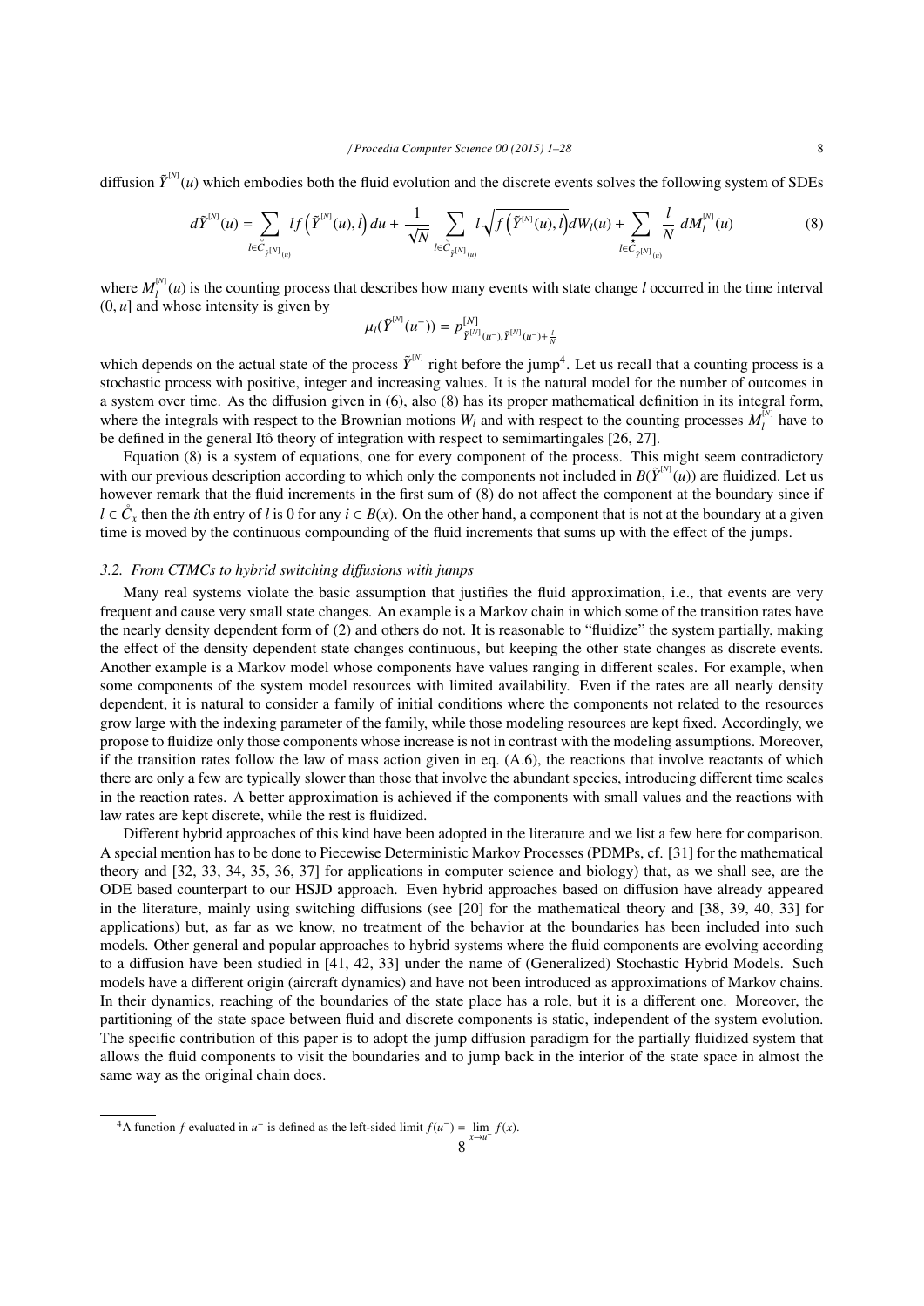diffusion $\tilde{Y}^{[N]}(u)$ which embodies both the fluid evolution and the discrete events solves the following system of SDEs

$$d\tilde{Y}^{[N]}(u) = \sum_{l \in \mathring{C}_{\tilde{Y}^{[N]}(u)}} l f\left(\tilde{Y}^{[N]}(u), l\right) du + \frac{1}{\sqrt{N}} \sum_{l \in \mathring{C}_{\tilde{Y}^{[N]}(u)}} l \sqrt{f\left(\tilde{Y}^{[N]}(u), l\right)} dW_l(u) + \sum_{l \in \overset{\star}{C}_{\tilde{Y}^{[N]}(u)}} \frac{l}{N} \, dM_l^{[N]}(u) \tag{8}$$

where $M_l^{[N]}(u)$ is the counting process that describes how many events with state change $l$ occurred in the time interval $(0, u]$ and whose intensity is given by

$$\mu_l(\tilde{Y}^{[N]}(u^-)) = p^{[N]}_{\tilde{Y}^{[N]}(u^-), \tilde{Y}^{[N]}(u^-) + \frac{l}{N}}$$

which depends on the actual state of the process $\tilde{Y}^{[N]}$ right before the jump[4]. Let us recall that a counting process is a stochastic process with positive, integer and increasing values. It is the natural model for the number of outcomes in a system over time. As the diffusion given in (6), also (8) has its proper mathematical definition in its integral form, where the integrals with respect to the Brownian motions $W_l$ and with respect to the counting processes $M_l^{[N]}$ have to be defined in the general Itô theory of integration with respect to semimartingales [26, 27].

Equation (8) is a system of equations, one for every component of the process. This might seem contradictory with our previous description according to which only the components not included in $B(\tilde{Y}^{[N]}(u))$ are fluidized. Let us however remark that the fluid increments in the first sum of (8) do not affect the component at the boundary since if $l \in \mathring{C}_x$ then the $i$th entry of $l$ is 0 for any $i \in B(x)$. On the other hand, a component that is not at the boundary at a given time is moved by the continuous compounding of the fluid increments that sums up with the effect of the jumps.

### 3.2. From CTMCs to hybrid switching diffusions with jumps

Many real systems violate the basic assumption that justifies the fluid approximation, i.e., that events are very frequent and cause very small state changes. An example is a Markov chain in which some of the transition rates have the nearly density dependent form of (2) and others do not. It is reasonable to "fluidize" the system partially, making the effect of the density dependent state changes continuous, but keeping the other state changes as discrete events. Another example is a Markov model whose components have values ranging in different scales. For example, when some components of the system model resources with limited availability. Even if the rates are all nearly density dependent, it is natural to consider a family of initial conditions where the components not related to the resources grow large with the indexing parameter of the family, while those modeling resources are kept fixed. Accordingly, we propose to fluidize only those components whose increase is not in contrast with the modeling assumptions. Moreover, if the transition rates follow the law of mass action given in eq. (A.6), the reactions that involve reactants of which there are only a few are typically slower than those that involve the abundant species, introducing different time scales in the reaction rates. A better approximation is achieved if the components with small values and the reactions with law rates are kept discrete, while the rest is fluidized.

Different hybrid approaches of this kind have been adopted in the literature and we list a few here for comparison. A special mention has to be done to Piecewise Deterministic Markov Processes (PDMPs, cf. [31] for the mathematical theory and [32, 33, 34, 35, 36, 37] for applications in computer science and biology) that, as we shall see, are the ODE based counterpart to our HSJD approach. Even hybrid approaches based on diffusion have already appeared in the literature, mainly using switching diffusions (see [20] for the mathematical theory and [38, 39, 40, 33] for applications) but, as far as we know, no treatment of the behavior at the boundaries has been included into such models. Other general and popular approaches to hybrid systems where the fluid components are evolving according to a diffusion have been studied in [41, 42, 33] under the name of (Generalized) Stochastic Hybrid Models. Such models have a different origin (aircraft dynamics) and have not been introduced as approximations of Markov chains. In their dynamics, reaching of the boundaries of the state place has a role, but it is a different one. Moreover, the partitioning of the state space between fluid and discrete components is static, independent of the system evolution. The specific contribution of this paper is to adopt the jump diffusion paradigm for the partially fluidized system that allows the fluid components to visit the boundaries and to jump back in the interior of the state space in almost the same way as the original chain does.

---

[4] A function $f$ evaluated in $u^-$ is defined as the left-sided limit $f(u^-) = \lim_{x \to u^-} f(x)$.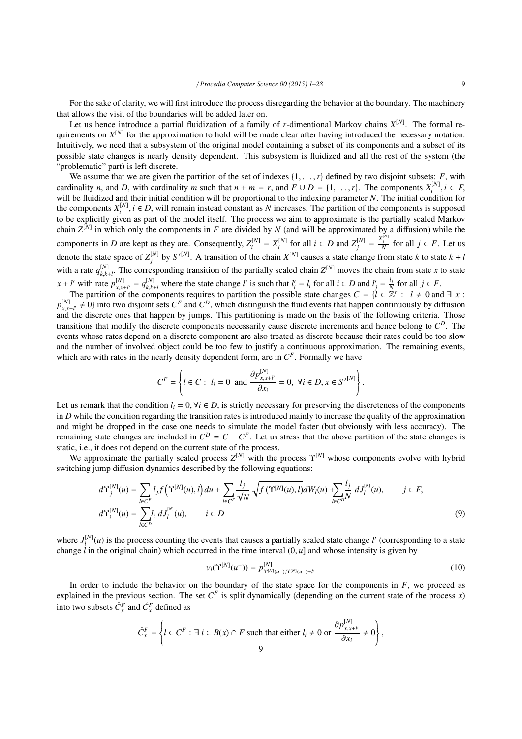For the sake of clarity, we will first introduce the process disregarding the behavior at the boundary. The machinery that allows the visit of the boundaries will be added later on.

Let us hence introduce a partial fluidization of a family of $r$-dimentional Markov chains $X^{[N]}$. The formal requirements on $X^{[N]}$ for the approximation to hold will be made clear after having introduced the necessary notation. Intuitively, we need that a subsystem of the original model containing a subset of its components and a subset of its possible state changes is nearly density dependent. This subsystem is fluidized and all the rest of the system (the "problematic" part) is left discrete.

We assume that we are given the partition of the set of indexes $\{1, \ldots, r\}$ defined by two disjoint subsets: $F$, with cardinality $n$, and $D$, with cardinality $m$ such that $n + m = r$, and $F \cup D = \{1, \ldots, r\}$. The components $X_i^{[N]}, i \in F$, will be fluidized and their initial condition will be proportional to the indexing parameter $N$. The initial condition for the components $X_i^{[N]}, i \in D$, will remain instead constant as $N$ increases. The partition of the components is supposed to be explicitly given as part of the model itself. The process we aim to approximate is the partially scaled Markov chain $Z^{[N]}$ in which only the components in $F$ are divided by $N$ (and will be approximated by a diffusion) while the components in $D$ are kept as they are. Consequently, $Z_i^{[N]} = X_i^{[N]}$ for all $i \in D$ and $Z_j^{[N]} = \frac{X_j^{[N]}}{N}$ for all $j \in F$. Let us denote the state space of $Z_j^{[N]}$ by $S'^{[N]}$. A transition of the chain $X^{[N]}$ causes a state change from state $k$ to state $k + l$ with a rate $q_{k,k+l}^{[N]}$. The corresponding transition of the partially scaled chain $Z^{[N]}$ moves the chain from state $x$ to state $x + l'$ with rate $p_{x,x+l'}^{[N]} = q_{k,k+l}^{[N]}$ where the state change $l'$ is such that $l'_i = l_i$ for all $i \in D$ and $l'_j = \frac{l_j}{N}$ for all $j \in F$.

The partition of the components requires to partition the possible state changes $C = \{l \in \mathbb{Z}^r : \ l \neq 0 \text{ and } \exists\ x : p_{x,x+l'}^{[N]} \neq 0\}$ into two disjoint sets $C^F$ and $C^D$, which distinguish the fluid events that happen continuously by diffusion and the discrete ones that happen by jumps. This partitioning is made on the basis of the following criteria. Those transitions that modify the discrete components necessarily cause discrete increments and hence belong to $C^D$. The events whose rates depend on a discrete component are also treated as discrete because their rates could be too slow and the number of involved object could be too few to justify a continuous approximation. The remaining events, which are with rates in the nearly density dependent form, are in $C^F$. Formally we have

$$C^F = \left\{ l \in C : \ l_i = 0 \ \text{ and } \ \frac{\partial p_{x,x+l'}^{[N]}}{\partial x_i} = 0, \ \forall i \in D, x \in S'^{[N]} \right\}.$$

Let us remark that the condition $l_i = 0, \forall i \in D$, is strictly necessary for preserving the discreteness of the components in $D$ while the condition regarding the transition rates is introduced mainly to increase the quality of the approximation and might be dropped in the case one needs to simulate the model faster (but obviously with less accuracy). The remaining state changes are included in $C^D = C - C^F$. Let us stress that the above partition of the state changes is static, i.e., it does not depend on the current state of the process.

We approximate the partially scaled process $Z^{[N]}$ with the process $\Upsilon^{[N]}$ whose components evolve with hybrid switching jump diffusion dynamics described by the following equations:

$$\begin{aligned}
d\Upsilon_j^{[N]}(u) &= \sum_{l \in C^F} l_j f\left(\Upsilon^{[N]}(u), l\right) du + \sum_{l \in C^F} \frac{l_j}{\sqrt{N}} \sqrt{f\left(\Upsilon^{[N]}(u), l\right)} dW_l(u) + \sum_{l \in C^D} \frac{l_j}{N}\, dJ_l^{[N]}(u), \qquad j \in F, \\
d\Upsilon_i^{[N]}(u) &= \sum_{l \in C^D} l_i\, dJ_l^{[N]}(u), \qquad i \in D
\end{aligned} \tag{9}$$

where $J_l^{[N]}(u)$ is the process counting the events that causes a partially scaled state change $l'$ (corresponding to a state change $l$ in the original chain) which occurred in the time interval $(0, u]$ and whose intensity is given by

$$\nu_l(\Upsilon^{[N]}(u^-)) = p_{\Upsilon^{[N]}(u^-), \Upsilon^{[N]}(u^-)+l'}^{[N]} \tag{10}$$

In order to include the behavior on the boundary of the state space for the components in $F$, we proceed as explained in the previous section. The set $C^F$ is split dynamically (depending on the current state of the process $x$) into two subsets $\dot{C}_x^F$ and $\mathring{C}_x^F$ defined as

$$\dot{C}_x^F = \left\{ l \in C^F : \exists\ i \in B(x) \cap F \text{ such that either } l_i \neq 0 \text{ or } \frac{\partial p_{x,x+l'}^{[N]}}{\partial x_i} \neq 0 \right\},$$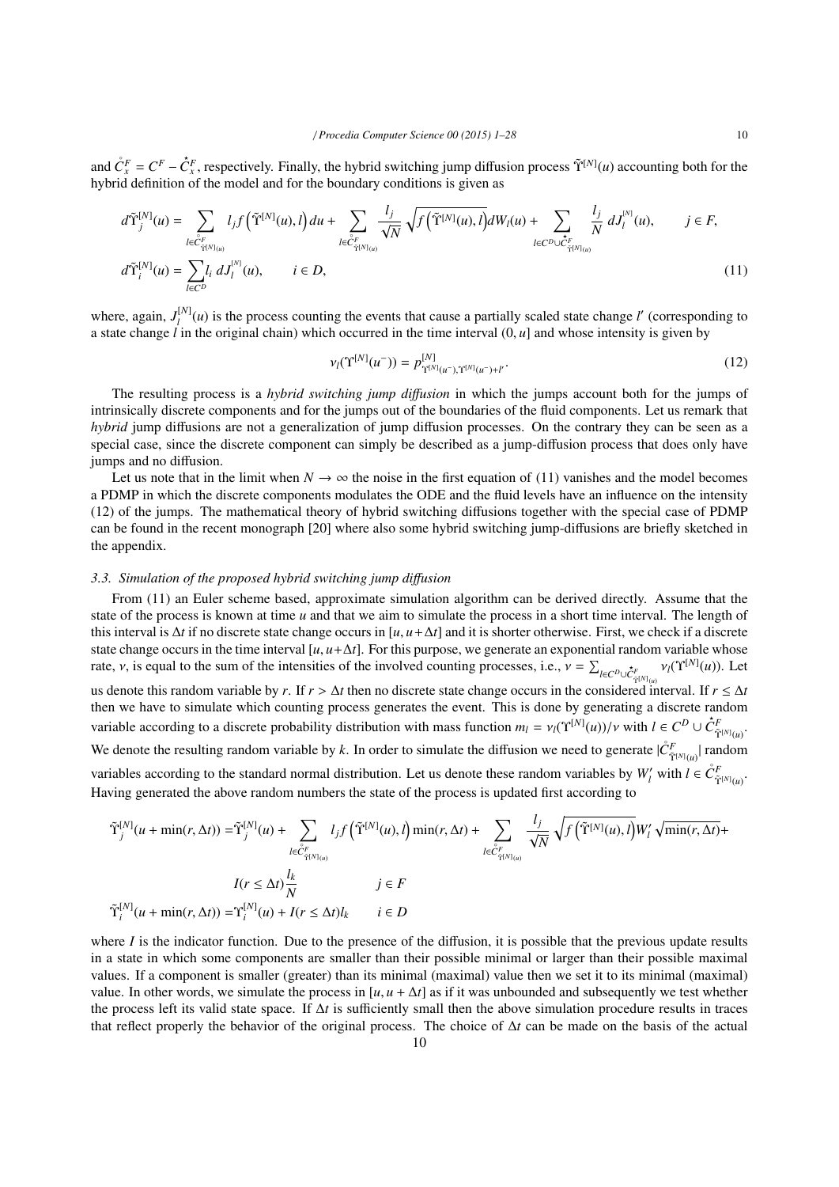and $\mathring{C}_x^F = C^F - \dot{C}_x^F$, respectively. Finally, the hybrid switching jump diffusion process $\tilde{\Upsilon}^{[N]}(u)$ accounting both for the hybrid definition of the model and for the boundary conditions is given as

$$
\begin{aligned}
d\tilde{\Upsilon}_j^{[N]}(u) &= \sum_{l \in \mathring{C}^F_{\tilde{\Upsilon}^{[N]}(u)}} l_j f\left(\tilde{\Upsilon}^{[N]}(u), l\right) du + \sum_{l \in \mathring{C}^F_{\tilde{\Upsilon}^{[N]}(u)}} \frac{l_j}{\sqrt{N}} \sqrt{f\left(\tilde{\Upsilon}^{[N]}(u), l\right)} dW_l(u) + \sum_{l \in C^D \cup \dot{C}^F_{\tilde{\Upsilon}^{[N]}(u)}} \frac{l_j}{N} \, dJ_l^{[N]}(u), \qquad j \in F, \\
d\tilde{\Upsilon}_i^{[N]}(u) &= \sum_{l \in C^D} l_i \, dJ_l^{[N]}(u), \qquad i \in D,
\end{aligned}
\tag{11}
$$

where, again, $J_l^{[N]}(u)$ is the process counting the events that cause a partially scaled state change $l'$ (corresponding to a state change $l$ in the original chain) which occurred in the time interval $(0, u]$ and whose intensity is given by

$$
\nu_l(\Upsilon^{[N]}(u^-)) = p^{[N]}_{\Upsilon^{[N]}(u^-), \Upsilon^{[N]}(u^-)+l'}. \tag{12}
$$

The resulting process is a *hybrid switching jump diffusion* in which the jumps account both for the jumps of intrinsically discrete components and for the jumps out of the boundaries of the fluid components. Let us remark that *hybrid* jump diffusions are not a generalization of jump diffusion processes. On the contrary they can be seen as a special case, since the discrete component can simply be described as a jump-diffusion process that does only have jumps and no diffusion.

Let us note that in the limit when $N \to \infty$ the noise in the first equation of (11) vanishes and the model becomes a PDMP in which the discrete components modulates the ODE and the fluid levels have an influence on the intensity (12) of the jumps. The mathematical theory of hybrid switching diffusions together with the special case of PDMP can be found in the recent monograph [20] where also some hybrid switching jump-diffusions are briefly sketched in the appendix.

### 3.3. Simulation of the proposed hybrid switching jump diffusion

From (11) an Euler scheme based, approximate simulation algorithm can be derived directly. Assume that the state of the process is known at time $u$ and that we aim to simulate the process in a short time interval. The length of this interval is $\Delta t$ if no discrete state change occurs in $[u, u+\Delta t]$ and it is shorter otherwise. First, we check if a discrete state change occurs in the time interval $[u, u+\Delta t]$. For this purpose, we generate an exponential random variable whose rate, $\nu$, is equal to the sum of the intensities of the involved counting processes, i.e., $\nu = \sum_{l \in C^D \cup \dot{C}^F_{\tilde{\Upsilon}^{[N]}(u)}} \nu_l(\Upsilon^{[N]}(u))$. Let us denote this random variable by $r$. If $r > \Delta t$ then no discrete state change occurs in the considered interval. If $r \leq \Delta t$ then we have to simulate which counting process generates the event. This is done by generating a discrete random variable according to a discrete probability distribution with mass function $m_l = \nu_l(\Upsilon^{[N]}(u))/\nu$ with $l \in C^D \cup \dot{C}^F_{\tilde{\Upsilon}^{[N]}(u)}$. We denote the resulting random variable by $k$. In order to simulate the diffusion we need to generate $|\mathring{C}^F_{\tilde{\Upsilon}^{[N]}(u)}|$ random variables according to the standard normal distribution. Let us denote these random variables by $W_l'$ with $l \in \mathring{C}^F_{\tilde{\Upsilon}^{[N]}(u)}$. Having generated the above random numbers the state of the process is updated first according to

$$
\begin{aligned}
\tilde{\Upsilon}_j^{[N]}(u + \min(r, \Delta t)) =& \tilde{\Upsilon}_j^{[N]}(u) + \sum_{l \in \mathring{C}^F_{\tilde{\Upsilon}^{[N]}(u)}} l_j f\left(\tilde{\Upsilon}^{[N]}(u), l\right) \min(r, \Delta t) + \sum_{l \in \mathring{C}^F_{\tilde{\Upsilon}^{[N]}(u)}} \frac{l_j}{\sqrt{N}} \sqrt{f\left(\tilde{\Upsilon}^{[N]}(u), l\right)} W_l' \sqrt{\min(r, \Delta t)} + \\
& I(r \leq \Delta t) \frac{l_k}{N} \qquad j \in F \\
\tilde{\Upsilon}_i^{[N]}(u + \min(r, \Delta t)) =& \Upsilon_i^{[N]}(u) + I(r \leq \Delta t) l_k \qquad i \in D
\end{aligned}
$$

where $I$ is the indicator function. Due to the presence of the diffusion, it is possible that the previous update results in a state in which some components are smaller than their possible minimal or larger than their possible maximal values. If a component is smaller (greater) than its minimal (maximal) value then we set it to its minimal (maximal) value. In other words, we simulate the process in $[u, u + \Delta t]$ as if it was unbounded and subsequently we test whether the process left its valid state space. If $\Delta t$ is sufficiently small then the above simulation procedure results in traces that reflect properly the behavior of the original process. The choice of $\Delta t$ can be made on the basis of the actual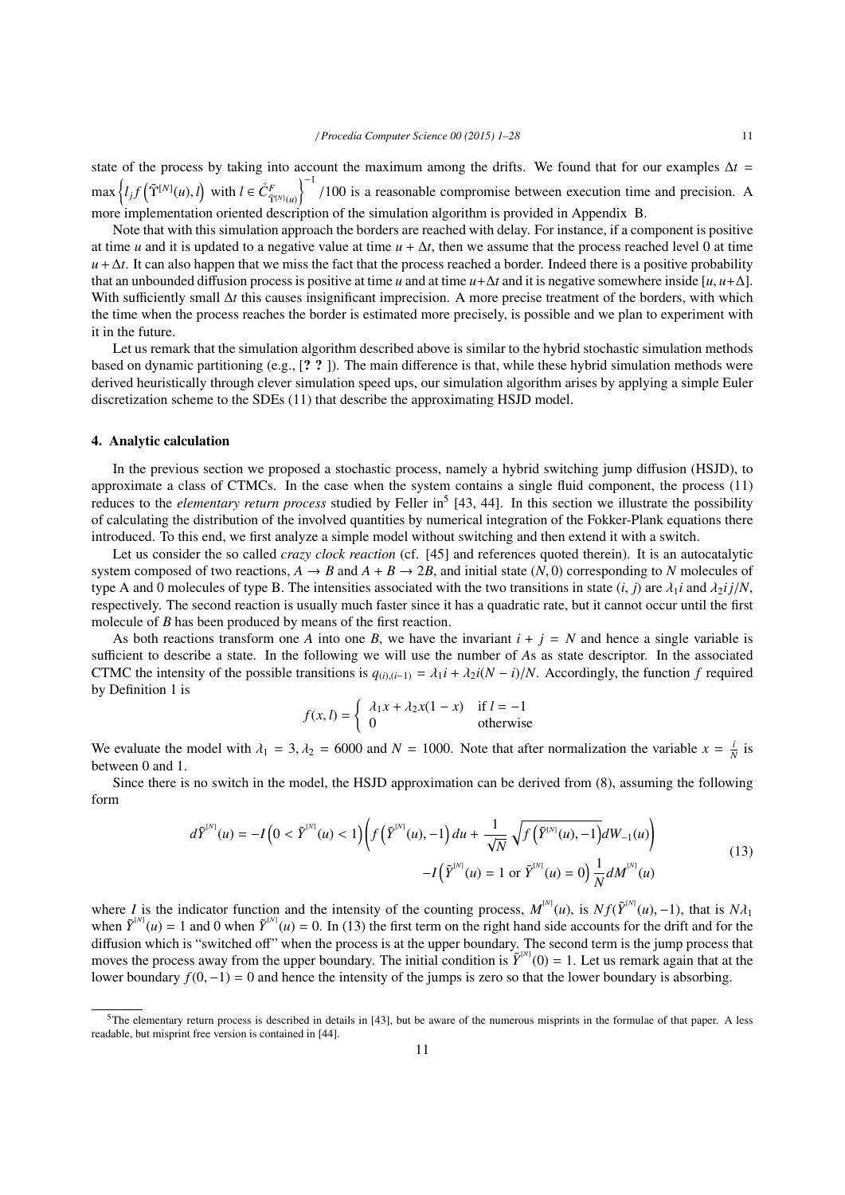state of the process by taking into account the maximum among the drifts. We found that for our examples $\Delta t = \max\left\{ l_j f\left(\tilde{\Upsilon}^{[N]}(u), l\right) \text{ with } l \in \mathring{C}^F_{\tilde{\Upsilon}^{[N]}(u)} \right\}^{-1} /100$ is a reasonable compromise between execution time and precision. A more implementation oriented description of the simulation algorithm is provided in Appendix B.

Note that with this simulation approach the borders are reached with delay. For instance, if a component is positive at time $u$ and it is updated to a negative value at time $u + \Delta t$, then we assume that the process reached level 0 at time $u + \Delta t$. It can also happen that we miss the fact that the process reached a border. Indeed there is a positive probability that an unbounded diffusion process is positive at time $u$ and at time $u+\Delta t$ and it is negative somewhere inside $[u, u+\Delta]$. With sufficiently small $\Delta t$ this causes insignificant imprecision. A more precise treatment of the borders, with which the time when the process reaches the border is estimated more precisely, is possible and we plan to experiment with it in the future.

Let us remark that the simulation algorithm described above is similar to the hybrid stochastic simulation methods based on dynamic partitioning (e.g., [? ? ]). The main difference is that, while these hybrid simulation methods were derived heuristically through clever simulation speed ups, our simulation algorithm arises by applying a simple Euler discretization scheme to the SDEs (11) that describe the approximating HSJD model.

## 4. Analytic calculation

In the previous section we proposed a stochastic process, namely a hybrid switching jump diffusion (HSJD), to approximate a class of CTMCs. In the case when the system contains a single fluid component, the process (11) reduces to the *elementary return process* studied by Feller in[5] [43, 44]. In this section we illustrate the possibility of calculating the distribution of the involved quantities by numerical integration of the Fokker-Plank equations there introduced. To this end, we first analyze a simple model without switching and then extend it with a switch.

Let us consider the so called *crazy clock reaction* (cf. [45] and references quoted therein). It is an autocatalytic system composed of two reactions, $A \to B$ and $A + B \to 2B$, and initial state $(N, 0)$ corresponding to $N$ molecules of type A and 0 molecules of type B. The intensities associated with the two transitions in state $(i, j)$ are $\lambda_1 i$ and $\lambda_2 ij/N$, respectively. The second reaction is usually much faster since it has a quadratic rate, but it cannot occur until the first molecule of $B$ has been produced by means of the first reaction.

As both reactions transform one $A$ into one $B$, we have the invariant $i + j = N$ and hence a single variable is sufficient to describe a state. In the following we will use the number of $A$s as state descriptor. In the associated CTMC the intensity of the possible transitions is $q_{(i),(i-1)} = \lambda_1 i + \lambda_2 i(N - i)/N$. Accordingly, the function $f$ required by Definition 1 is

$$f(x, l) = \begin{cases} \lambda_1 x + \lambda_2 x(1 - x) & \text{if } l = -1 \\ 0 & \text{otherwise} \end{cases}$$

We evaluate the model with $\lambda_1 = 3, \lambda_2 = 6000$ and $N = 1000$. Note that after normalization the variable $x = \frac{i}{N}$ is between 0 and 1.

Since there is no switch in the model, the HSJD approximation can be derived from (8), assuming the following form

$$\begin{aligned} d\tilde{Y}^{[N]}(u) = -I\left(0 < \tilde{Y}^{[N]}(u) < 1\right)\left(f\left(\tilde{Y}^{[N]}(u), -1\right)du + \frac{1}{\sqrt{N}}\sqrt{f\left(\tilde{Y}^{[N]}(u), -1\right)}dW_{-1}(u)\right) \\ -I\left(\tilde{Y}^{[N]}(u) = 1 \text{ or } \tilde{Y}^{[N]}(u) = 0\right)\frac{1}{N}dM^{[N]}(u) \end{aligned} \tag{13}$$

where $I$ is the indicator function and the intensity of the counting process, $M^{[N]}(u)$, is $Nf(\tilde{Y}^{[N]}(u), -1)$, that is $N\lambda_1$ when $\tilde{Y}^{[N]}(u) = 1$ and 0 when $\tilde{Y}^{[N]}(u) = 0$. In (13) the first term on the right hand side accounts for the drift and for the diffusion which is "switched off" when the process is at the upper boundary. The second term is the jump process that moves the process away from the upper boundary. The initial condition is $\tilde{Y}^{[N]}(0) = 1$. Let us remark again that at the lower boundary $f(0, -1) = 0$ and hence the intensity of the jumps is zero so that the lower boundary is absorbing.

[5] The elementary return process is described in details in [43], but be aware of the numerous misprints in the formulae of that paper. A less readable, but misprint free version is contained in [44].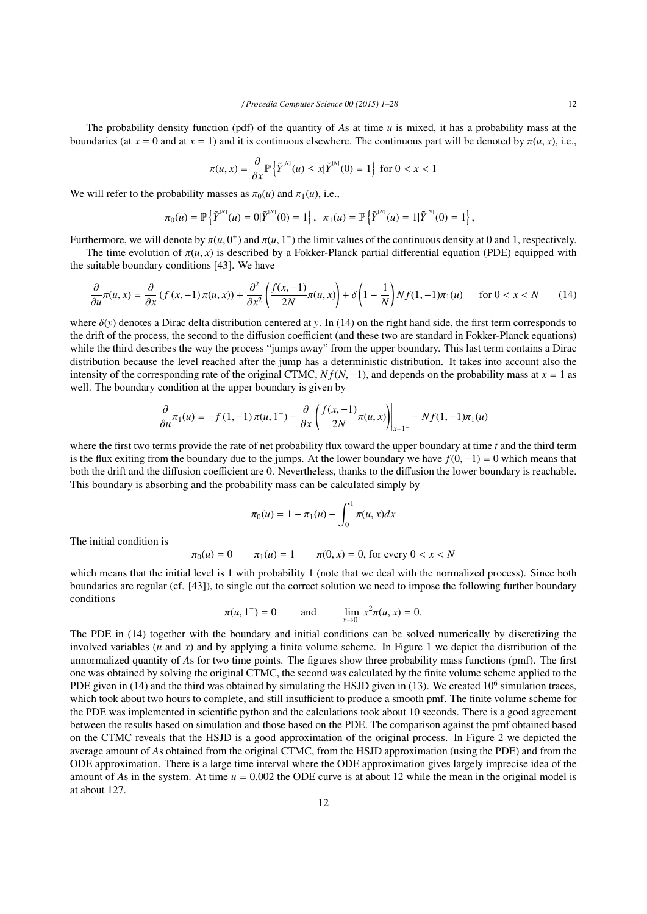The probability density function (pdf) of the quantity of $A$s at time $u$ is mixed, it has a probability mass at the boundaries (at $x = 0$ and at $x = 1$) and it is continuous elsewhere. The continuous part will be denoted by $\pi(u, x)$, i.e.,

$$\pi(u, x) = \frac{\partial}{\partial x} \mathbb{P}\left\{\tilde{Y}^{[N]}(u) \le x | \tilde{Y}^{[N]}(0) = 1\right\} \text{ for } 0 < x < 1$$

We will refer to the probability masses as $\pi_0(u)$ and $\pi_1(u)$, i.e.,

$$\pi_0(u) = \mathbb{P}\left\{\tilde{Y}^{[N]}(u) = 0 | \tilde{Y}^{[N]}(0) = 1\right\}, \quad \pi_1(u) = \mathbb{P}\left\{\tilde{Y}^{[N]}(u) = 1 | \tilde{Y}^{[N]}(0) = 1\right\},$$

Furthermore, we will denote by $\pi(u, 0^+)$ and $\pi(u, 1^-)$ the limit values of the continuous density at 0 and 1, respectively.

The time evolution of $\pi(u, x)$ is described by a Fokker-Planck partial differential equation (PDE) equipped with the suitable boundary conditions [43]. We have

$$\frac{\partial}{\partial u}\pi(u, x) = \frac{\partial}{\partial x}\left(f(x, -1)\,\pi(u, x)\right) + \frac{\partial^2}{\partial x^2}\left(\frac{f(x, -1)}{2N}\pi(u, x)\right) + \delta\left(1 - \frac{1}{N}\right) N f(1, -1)\pi_1(u) \qquad \text{for } 0 < x < N \tag{14}$$

where $\delta(y)$ denotes a Dirac delta distribution centered at $y$. In (14) on the right hand side, the first term corresponds to the drift of the process, the second to the diffusion coefficient (and these two are standard in Fokker-Planck equations) while the third describes the way the process "jumps away" from the upper boundary. This last term contains a Dirac distribution because the level reached after the jump has a deterministic distribution. It takes into account also the intensity of the corresponding rate of the original CTMC, $N f(N, -1)$, and depends on the probability mass at $x = 1$ as well. The boundary condition at the upper boundary is given by

$$\frac{\partial}{\partial u}\pi_1(u) = -f(1, -1)\,\pi(u, 1^-) - \frac{\partial}{\partial x}\left(\frac{f(x, -1)}{2N}\pi(u, x)\right)\bigg|_{x=1^-} - N f(1, -1)\pi_1(u)$$

where the first two terms provide the rate of net probability flux toward the upper boundary at time $t$ and the third term is the flux exiting from the boundary due to the jumps. At the lower boundary we have $f(0, -1) = 0$ which means that both the drift and the diffusion coefficient are 0. Nevertheless, thanks to the diffusion the lower boundary is reachable. This boundary is absorbing and the probability mass can be calculated simply by

$$\pi_0(u) = 1 - \pi_1(u) - \int_0^1 \pi(u, x)dx$$

The initial condition is

$$\pi_0(u) = 0 \qquad \pi_1(u) = 1 \qquad \pi(0, x) = 0, \text{ for every } 0 < x < N$$

which means that the initial level is 1 with probability 1 (note that we deal with the normalized process). Since both boundaries are regular (cf. [43]), to single out the correct solution we need to impose the following further boundary conditions

$$\pi(u, 1^-) = 0 \qquad \text{and} \qquad \lim_{x \to 0^+} x^2 \pi(u, x) = 0.$$

The PDE in (14) together with the boundary and initial conditions can be solved numerically by discretizing the involved variables ($u$ and $x$) and by applying a finite volume scheme. In Figure 1 we depict the distribution of the unnormalized quantity of $A$s for two time points. The figures show three probability mass functions (pmf). The first one was obtained by solving the original CTMC, the second was calculated by the finite volume scheme applied to the PDE given in (14) and the third was obtained by simulating the HSJD given in (13). We created $10^6$ simulation traces, which took about two hours to complete, and still insufficient to produce a smooth pmf. The finite volume scheme for the PDE was implemented in scientific python and the calculations took about 10 seconds. There is a good agreement between the results based on simulation and those based on the PDE. The comparison against the pmf obtained based on the CTMC reveals that the HSJD is a good approximation of the original process. In Figure 2 we depicted the average amount of $A$s obtained from the original CTMC, from the HSJD approximation (using the PDE) and from the ODE approximation. There is a large time interval where the ODE approximation gives largely imprecise idea of the amount of $A$s in the system. At time $u = 0.002$ the ODE curve is at about 12 while the mean in the original model is at about 127.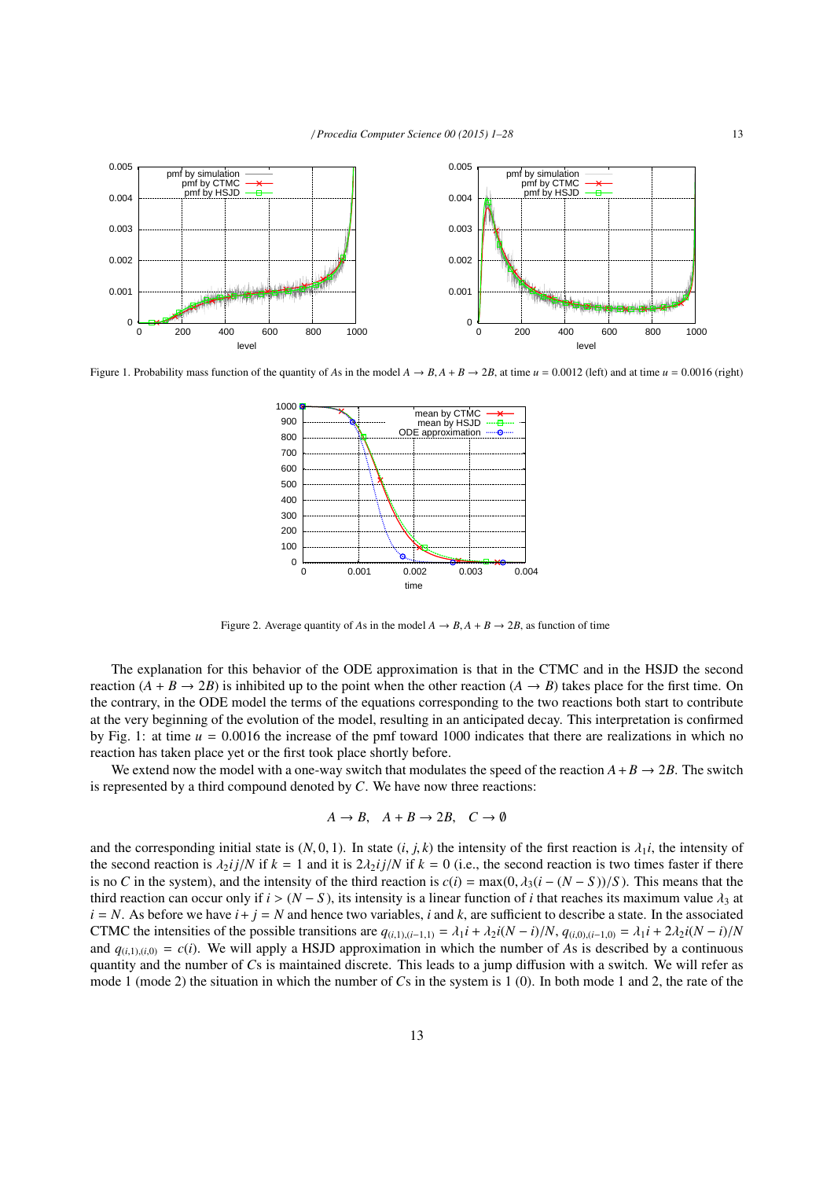Figure 1. Probability mass function of the quantity of $A$s in the model $A \to B, A + B \to 2B$, at time $u = 0.0012$ (left) and at time $u = 0.0016$ (right)

Figure 2. Average quantity of $A$s in the model $A \to B, A + B \to 2B$, as function of time

The explanation for this behavior of the ODE approximation is that in the CTMC and in the HSJD the second reaction ($A + B \to 2B$) is inhibited up to the point when the other reaction ($A \to B$) takes place for the first time. On the contrary, in the ODE model the terms of the equations corresponding to the two reactions both start to contribute at the very beginning of the evolution of the model, resulting in an anticipated decay. This interpretation is confirmed by Fig. 1: at time $u = 0.0016$ the increase of the pmf toward 1000 indicates that there are realizations in which no reaction has taken place yet or the first took place shortly before.

We extend now the model with a one-way switch that modulates the speed of the reaction $A + B \to 2B$. The switch is represented by a third compound denoted by $C$. We have now three reactions:

$$A \to B, \quad A + B \to 2B, \quad C \to \emptyset$$

and the corresponding initial state is $(N, 0, 1)$. In state $(i, j, k)$ the intensity of the first reaction is $\lambda_1 i$, the intensity of the second reaction is $\lambda_2 ij/N$ if $k = 1$ and it is $2\lambda_2 ij/N$ if $k = 0$ (i.e., the second reaction is two times faster if there is no $C$ in the system), and the intensity of the third reaction is $c(i) = \max(0, \lambda_3(i - (N - S))/S)$. This means that the third reaction can occur only if $i > (N - S)$, its intensity is a linear function of $i$ that reaches its maximum value $\lambda_3$ at $i = N$. As before we have $i + j = N$ and hence two variables, $i$ and $k$, are sufficient to describe a state. In the associated CTMC the intensities of the possible transitions are $q_{(i,1),(i-1,1)} = \lambda_1 i + \lambda_2 i(N - i)/N$, $q_{(i,0),(i-1,0)} = \lambda_1 i + 2\lambda_2 i(N - i)/N$ and $q_{(i,1),(i,0)} = c(i)$. We will apply a HSJD approximation in which the number of $A$s is described by a continuous quantity and the number of $C$s is maintained discrete. This leads to a jump diffusion with a switch. We will refer as mode 1 (mode 2) the situation in which the number of $C$s in the system is 1 (0). In both mode 1 and 2, the rate of the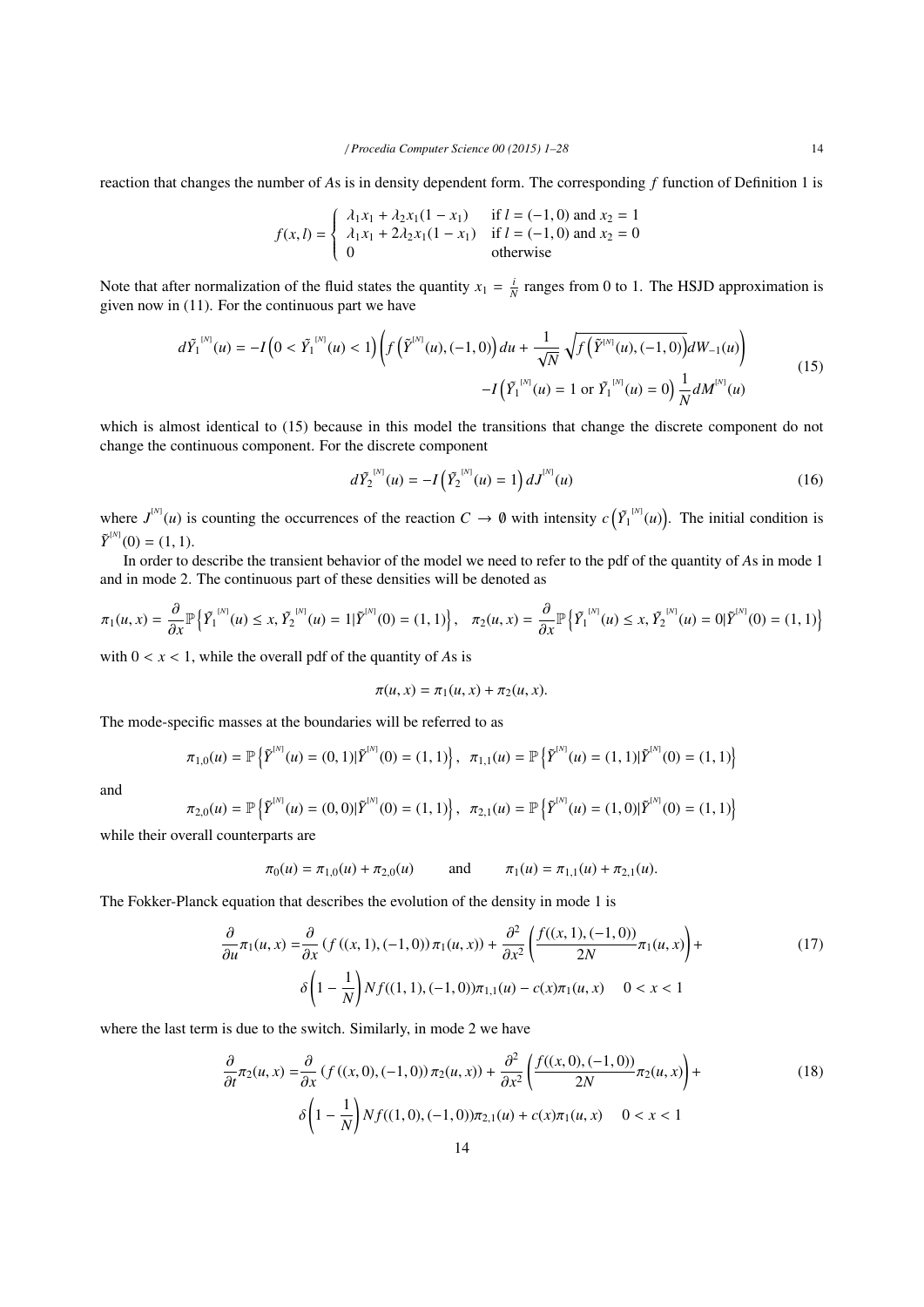reaction that changes the number of $A$s is in density dependent form. The corresponding $f$ function of Definition 1 is

$$f(x,l) = \begin{cases} \lambda_1 x_1 + \lambda_2 x_1(1-x_1) & \text{if } l = (-1,0) \text{ and } x_2 = 1 \\ \lambda_1 x_1 + 2\lambda_2 x_1(1-x_1) & \text{if } l = (-1,0) \text{ and } x_2 = 0 \\ 0 & \text{otherwise} \end{cases}$$

Note that after normalization of the fluid states the quantity $x_1 = \frac{i}{N}$ ranges from 0 to 1. The HSJD approximation is given now in (11). For the continuous part we have

$$d\tilde{Y}_1^{[N]}(u) = -I\left(0 < \tilde{Y}_1^{[N]}(u) < 1\right)\left(f\left(\tilde{Y}^{[N]}(u),(-1,0)\right)du + \frac{1}{\sqrt{N}}\sqrt{f\left(\tilde{Y}^{[N]}(u),(-1,0)\right)}dW_{-1}(u)\right) \\ -I\left(\tilde{Y}_1^{[N]}(u) = 1 \text{ or } \tilde{Y}_1^{[N]}(u) = 0\right)\frac{1}{N}dM^{[N]}(u) \tag{15}$$

which is almost identical to (15) because in this model the transitions that change the discrete component do not change the continuous component. For the discrete component

$$d\tilde{Y}_2^{[N]}(u) = -I\left(\tilde{Y}_2^{[N]}(u) = 1\right)dJ^{[N]}(u) \tag{16}$$

where $J^{[N]}(u)$ is counting the occurrences of the reaction $C \to \emptyset$ with intensity $c\left(\tilde{Y}_1^{[N]}(u)\right)$. The initial condition is $\tilde{Y}^{[N]}(0) = (1,1)$.

In order to describe the transient behavior of the model we need to refer to the pdf of the quantity of $A$s in mode 1 and in mode 2. The continuous part of these densities will be denoted as

$$\pi_1(u,x) = \frac{\partial}{\partial x}\mathbb{P}\left\{\tilde{Y}_1^{[N]}(u) \le x, \tilde{Y}_2^{[N]}(u) = 1 | \tilde{Y}^{[N]}(0) = (1,1)\right\}, \quad \pi_2(u,x) = \frac{\partial}{\partial x}\mathbb{P}\left\{\tilde{Y}_1^{[N]}(u) \le x, \tilde{Y}_2^{[N]}(u) = 0 | \tilde{Y}^{[N]}(0) = (1,1)\right\}$$

with $0 < x < 1$, while the overall pdf of the quantity of $A$s is

$$\pi(u,x) = \pi_1(u,x) + \pi_2(u,x).$$

The mode-specific masses at the boundaries will be referred to as

$$\pi_{1,0}(u) = \mathbb{P}\left\{\tilde{Y}^{[N]}(u) = (0,1) | \tilde{Y}^{[N]}(0) = (1,1)\right\}, \quad \pi_{1,1}(u) = \mathbb{P}\left\{\tilde{Y}^{[N]}(u) = (1,1) | \tilde{Y}^{[N]}(0) = (1,1)\right\}$$

and

$$\pi_{2,0}(u) = \mathbb{P}\left\{\tilde{Y}^{[N]}(u) = (0,0) | \tilde{Y}^{[N]}(0) = (1,1)\right\}, \quad \pi_{2,1}(u) = \mathbb{P}\left\{\tilde{Y}^{[N]}(u) = (1,0) | \tilde{Y}^{[N]}(0) = (1,1)\right\}$$

while their overall counterparts are

$$\pi_0(u) = \pi_{1,0}(u) + \pi_{2,0}(u) \qquad \text{and} \qquad \pi_1(u) = \pi_{1,1}(u) + \pi_{2,1}(u).$$

The Fokker-Planck equation that describes the evolution of the density in mode 1 is

$$\frac{\partial}{\partial u}\pi_1(u,x) = \frac{\partial}{\partial x}\left(f\left((x,1),(-1,0)\right)\pi_1(u,x)\right) + \frac{\partial^2}{\partial x^2}\left(\frac{f((x,1),(-1,0))}{2N}\pi_1(u,x)\right) + \\ \delta\left(1-\frac{1}{N}\right)Nf((1,1),(-1,0))\pi_{1,1}(u) - c(x)\pi_1(u,x) \quad 0 < x < 1 \tag{17}$$

where the last term is due to the switch. Similarly, in mode 2 we have

$$\frac{\partial}{\partial t}\pi_2(u,x) = \frac{\partial}{\partial x}\left(f\left((x,0),(-1,0)\right)\pi_2(u,x)\right) + \frac{\partial^2}{\partial x^2}\left(\frac{f((x,0),(-1,0))}{2N}\pi_2(u,x)\right) + \\ \delta\left(1-\frac{1}{N}\right)Nf((1,0),(-1,0))\pi_{2,1}(u) + c(x)\pi_1(u,x) \quad 0 < x < 1 \tag{18}$$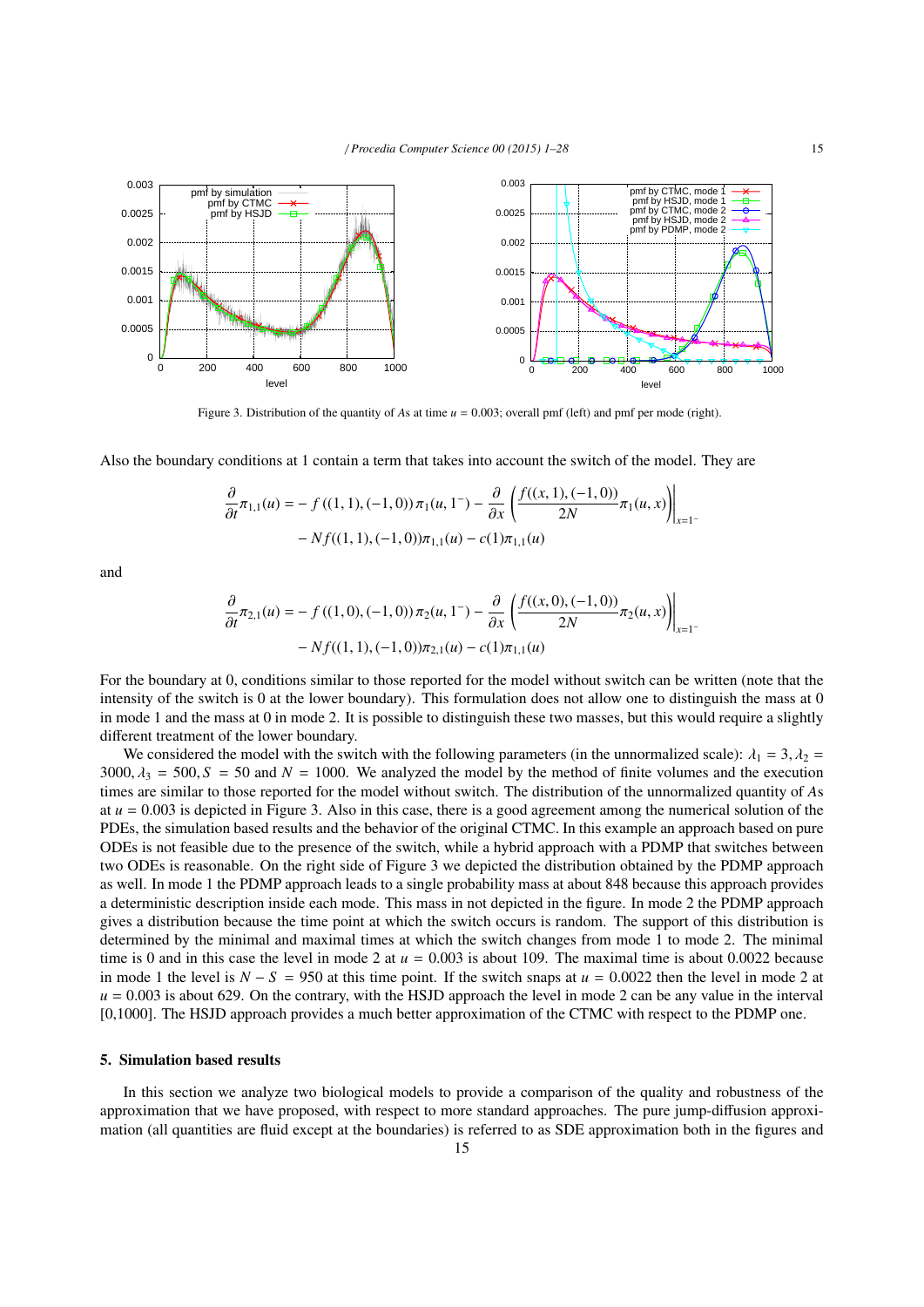Figure 3. Distribution of the quantity of *As* at time $u = 0.003$; overall pmf (left) and pmf per mode (right).

Also the boundary conditions at 1 contain a term that takes into account the switch of the model. They are

$$\frac{\partial}{\partial t}\pi_{1,1}(u) = -f((1,1),(-1,0))\,\pi_1(u,1^-) - \frac{\partial}{\partial x}\left(\frac{f((x,1),(-1,0))}{2N}\pi_1(u,x)\right)\Bigg|_{x=1^-}$$
$$- Nf((1,1),(-1,0))\pi_{1,1}(u) - c(1)\pi_{1,1}(u)$$

and

$$\frac{\partial}{\partial t}\pi_{2,1}(u) = -f((1,0),(-1,0))\,\pi_2(u,1^-) - \frac{\partial}{\partial x}\left(\frac{f((x,0),(-1,0))}{2N}\pi_2(u,x)\right)\Bigg|_{x=1^-}$$
$$- Nf((1,1),(-1,0))\pi_{2,1}(u) - c(1)\pi_{1,1}(u)$$

For the boundary at 0, conditions similar to those reported for the model without switch can be written (note that the intensity of the switch is 0 at the lower boundary). This formulation does not allow one to distinguish the mass at 0 in mode 1 and the mass at 0 in mode 2. It is possible to distinguish these two masses, but this would require a slightly different treatment of the lower boundary.

We considered the model with the switch with the following parameters (in the unnormalized scale): $\lambda_1 = 3, \lambda_2 = 3000, \lambda_3 = 500, S = 50$ and $N = 1000$. We analyzed the model by the method of finite volumes and the execution times are similar to those reported for the model without switch. The distribution of the unnormalized quantity of *As* at $u = 0.003$ is depicted in Figure 3. Also in this case, there is a good agreement among the numerical solution of the PDEs, the simulation based results and the behavior of the original CTMC. In this example an approach based on pure ODEs is not feasible due to the presence of the switch, while a hybrid approach with a PDMP that switches between two ODEs is reasonable. On the right side of Figure 3 we depicted the distribution obtained by the PDMP approach as well. In mode 1 the PDMP approach leads to a single probability mass at about 848 because this approach provides a deterministic description inside each mode. This mass in not depicted in the figure. In mode 2 the PDMP approach gives a distribution because the time point at which the switch occurs is random. The support of this distribution is determined by the minimal and maximal times at which the switch changes from mode 1 to mode 2. The minimal time is 0 and in this case the level in mode 2 at $u = 0.003$ is about 109. The maximal time is about 0.0022 because in mode 1 the level is $N - S = 950$ at this time point. If the switch snaps at $u = 0.0022$ then the level in mode 2 at $u = 0.003$ is about 629. On the contrary, with the HSJD approach the level in mode 2 can be any value in the interval [0,1000]. The HSJD approach provides a much better approximation of the CTMC with respect to the PDMP one.

## 5. Simulation based results

In this section we analyze two biological models to provide a comparison of the quality and robustness of the approximation that we have proposed, with respect to more standard approaches. The pure jump-diffusion approximation (all quantities are fluid except at the boundaries) is referred to as SDE approximation both in the figures and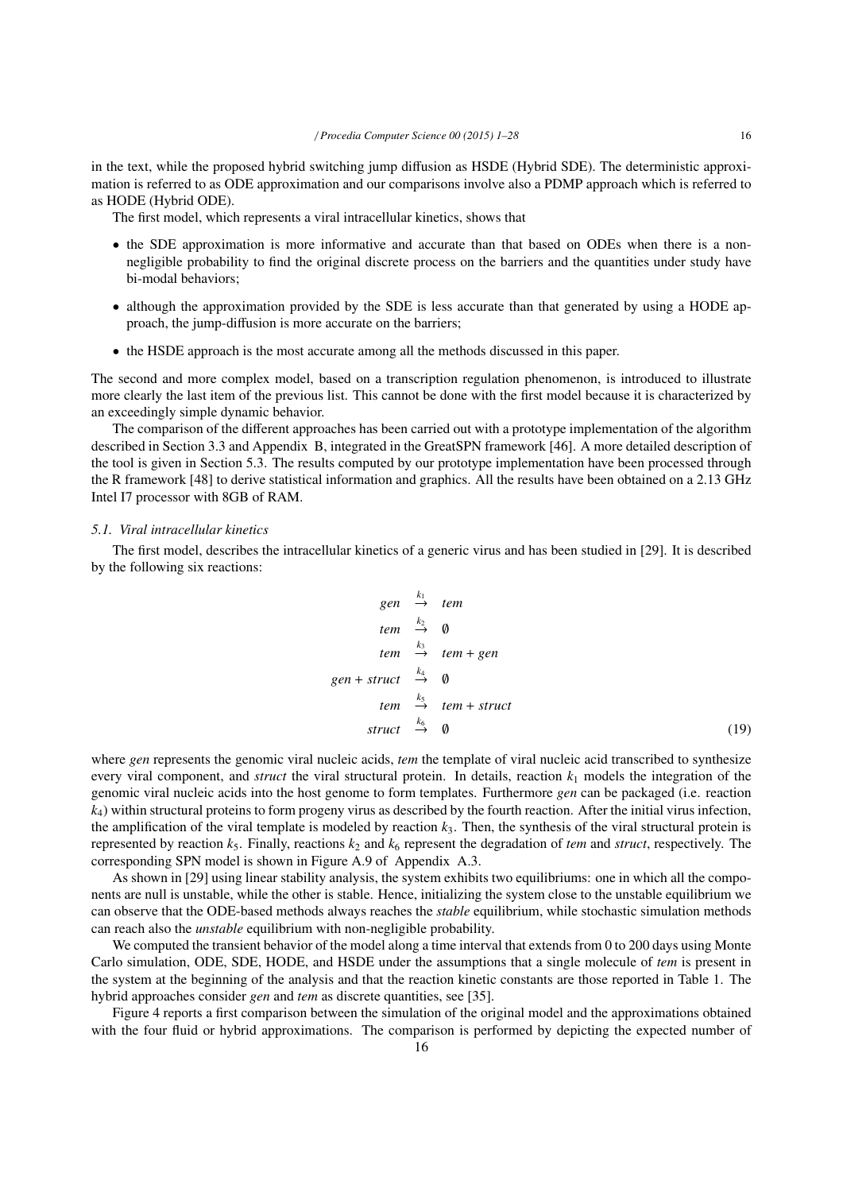in the text, while the proposed hybrid switching jump diffusion as HSDE (Hybrid SDE). The deterministic approximation is referred to as ODE approximation and our comparisons involve also a PDMP approach which is referred to as HODE (Hybrid ODE).

The first model, which represents a viral intracellular kinetics, shows that

- the SDE approximation is more informative and accurate than that based on ODEs when there is a non-negligible probability to find the original discrete process on the barriers and the quantities under study have bi-modal behaviors;
- although the approximation provided by the SDE is less accurate than that generated by using a HODE approach, the jump-diffusion is more accurate on the barriers;
- the HSDE approach is the most accurate among all the methods discussed in this paper.

The second and more complex model, based on a transcription regulation phenomenon, is introduced to illustrate more clearly the last item of the previous list. This cannot be done with the first model because it is characterized by an exceedingly simple dynamic behavior.

The comparison of the different approaches has been carried out with a prototype implementation of the algorithm described in Section 3.3 and Appendix B, integrated in the GreatSPN framework [46]. A more detailed description of the tool is given in Section 5.3. The results computed by our prototype implementation have been processed through the R framework [48] to derive statistical information and graphics. All the results have been obtained on a 2.13 GHz Intel I7 processor with 8GB of RAM.

### 5.1. Viral intracellular kinetics

The first model, describes the intracellular kinetics of a generic virus and has been studied in [29]. It is described by the following six reactions:

$$
\begin{aligned}
gen &\stackrel{k_1}{\rightarrow} tem \\
tem &\stackrel{k_2}{\rightarrow} \emptyset \\
tem &\stackrel{k_3}{\rightarrow} tem + gen \\
gen + struct &\stackrel{k_4}{\rightarrow} \emptyset \\
tem &\stackrel{k_5}{\rightarrow} tem + struct \\
struct &\stackrel{k_6}{\rightarrow} \emptyset
\end{aligned}
\tag{19}
$$

where *gen* represents the genomic viral nucleic acids, *tem* the template of viral nucleic acid transcribed to synthesize every viral component, and *struct* the viral structural protein. In details, reaction $k_1$ models the integration of the genomic viral nucleic acids into the host genome to form templates. Furthermore *gen* can be packaged (i.e. reaction $k_4$) within structural proteins to form progeny virus as described by the fourth reaction. After the initial virus infection, the amplification of the viral template is modeled by reaction $k_3$. Then, the synthesis of the viral structural protein is represented by reaction $k_5$. Finally, reactions $k_2$ and $k_6$ represent the degradation of *tem* and *struct*, respectively. The corresponding SPN model is shown in Figure A.9 of Appendix A.3.

As shown in [29] using linear stability analysis, the system exhibits two equilibriums: one in which all the components are null is unstable, while the other is stable. Hence, initializing the system close to the unstable equilibrium we can observe that the ODE-based methods always reaches the *stable* equilibrium, while stochastic simulation methods can reach also the *unstable* equilibrium with non-negligible probability.

We computed the transient behavior of the model along a time interval that extends from 0 to 200 days using Monte Carlo simulation, ODE, SDE, HODE, and HSDE under the assumptions that a single molecule of *tem* is present in the system at the beginning of the analysis and that the reaction kinetic constants are those reported in Table 1. The hybrid approaches consider *gen* and *tem* as discrete quantities, see [35].

Figure 4 reports a first comparison between the simulation of the original model and the approximations obtained with the four fluid or hybrid approximations. The comparison is performed by depicting the expected number of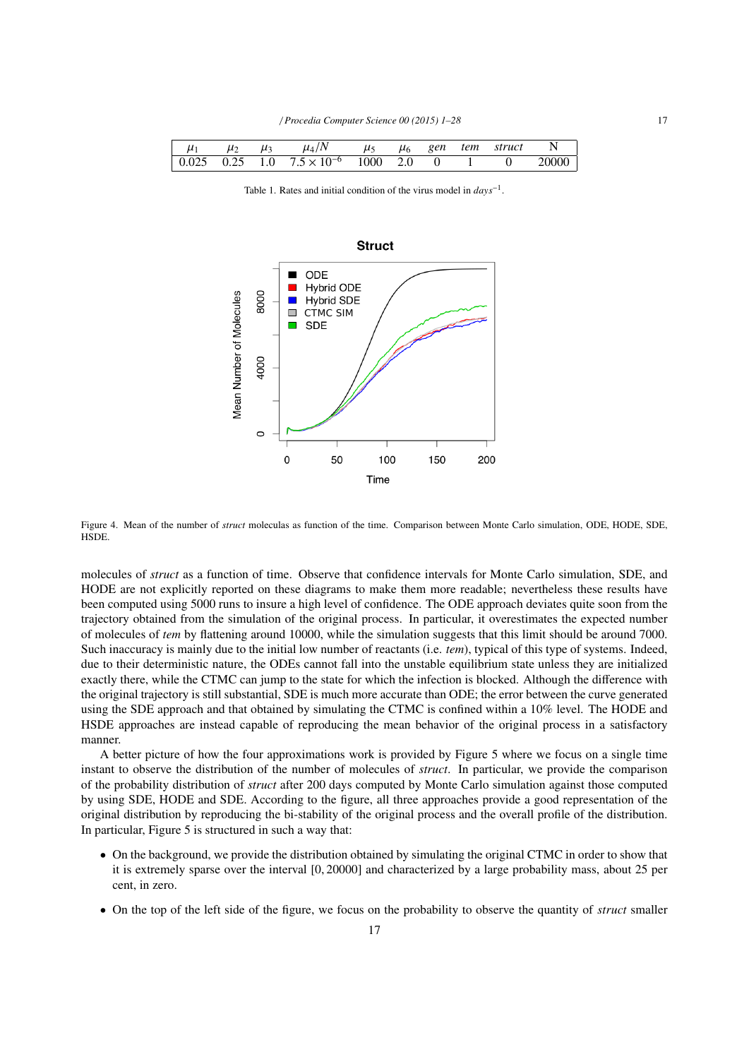| $\mu_1$ | $\mu_2$ | $\mu_3$ | $\mu_4/N$ | $\mu_5$ | $\mu_6$ | *gen* | *tem* | *struct* | N |
|---|---|---|---|---|---|---|---|---|---|
| 0.025 | 0.25 | 1.0 | $7.5 \times 10^{-6}$ | 1000 | 2.0 | 0 | 1 | 0 | 20000 |

Table 1. Rates and initial condition of the virus model in $days^{-1}$.

Figure 4. Mean of the number of *struct* moleculas as function of the time. Comparison between Monte Carlo simulation, ODE, HODE, SDE, HSDE.

molecules of *struct* as a function of time. Observe that confidence intervals for Monte Carlo simulation, SDE, and HODE are not explicitly reported on these diagrams to make them more readable; nevertheless these results have been computed using 5000 runs to insure a high level of confidence. The ODE approach deviates quite soon from the trajectory obtained from the simulation of the original process. In particular, it overestimates the expected number of molecules of *tem* by flattening around 10000, while the simulation suggests that this limit should be around 7000. Such inaccuracy is mainly due to the initial low number of reactants (i.e. *tem*), typical of this type of systems. Indeed, due to their deterministic nature, the ODEs cannot fall into the unstable equilibrium state unless they are initialized exactly there, while the CTMC can jump to the state for which the infection is blocked. Although the difference with the original trajectory is still substantial, SDE is much more accurate than ODE; the error between the curve generated using the SDE approach and that obtained by simulating the CTMC is confined within a 10% level. The HODE and HSDE approaches are instead capable of reproducing the mean behavior of the original process in a satisfactory manner.

A better picture of how the four approximations work is provided by Figure 5 where we focus on a single time instant to observe the distribution of the number of molecules of *struct*. In particular, we provide the comparison of the probability distribution of *struct* after 200 days computed by Monte Carlo simulation against those computed by using SDE, HODE and SDE. According to the figure, all three approaches provide a good representation of the original distribution by reproducing the bi-stability of the original process and the overall profile of the distribution. In particular, Figure 5 is structured in such a way that:

- On the background, we provide the distribution obtained by simulating the original CTMC in order to show that it is extremely sparse over the interval $[0, 20000]$ and characterized by a large probability mass, about 25 per cent, in zero.
- On the top of the left side of the figure, we focus on the probability to observe the quantity of *struct* smaller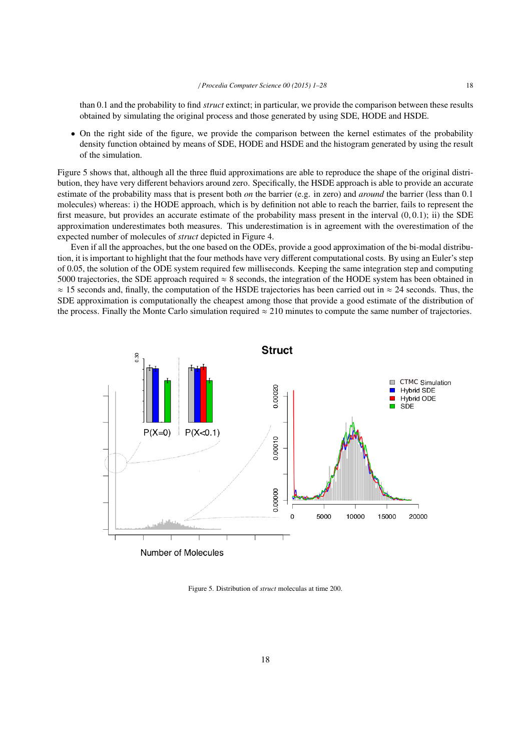than 0.1 and the probability to find *struct* extinct; in particular, we provide the comparison between these results obtained by simulating the original process and those generated by using SDE, HODE and HSDE.

- On the right side of the figure, we provide the comparison between the kernel estimates of the probability density function obtained by means of SDE, HODE and HSDE and the histogram generated by using the result of the simulation.

Figure 5 shows that, although all the three fluid approximations are able to reproduce the shape of the original distribution, they have very different behaviors around zero. Specifically, the HSDE approach is able to provide an accurate estimate of the probability mass that is present both *on* the barrier (e.g. in zero) and *around* the barrier (less than 0.1 molecules) whereas: i) the HODE approach, which is by definition not able to reach the barrier, fails to represent the first measure, but provides an accurate estimate of the probability mass present in the interval $(0, 0.1)$; ii) the SDE approximation underestimates both measures. This underestimation is in agreement with the overestimation of the expected number of molecules of *struct* depicted in Figure 4.

Even if all the approaches, but the one based on the ODEs, provide a good approximation of the bi-modal distribution, it is important to highlight that the four methods have very different computational costs. By using an Euler's step of 0.05, the solution of the ODE system required few milliseconds. Keeping the same integration step and computing 5000 trajectories, the SDE approach required $\approx 8$ seconds, the integration of the HODE system has been obtained in $\approx 15$ seconds and, finally, the computation of the HSDE trajectories has been carried out in $\approx 24$ seconds. Thus, the SDE approximation is computationally the cheapest among those that provide a good estimate of the distribution of the process. Finally the Monte Carlo simulation required $\approx 210$ minutes to compute the same number of trajectories.

Figure 5. Distribution of *struct* moleculas at time 200.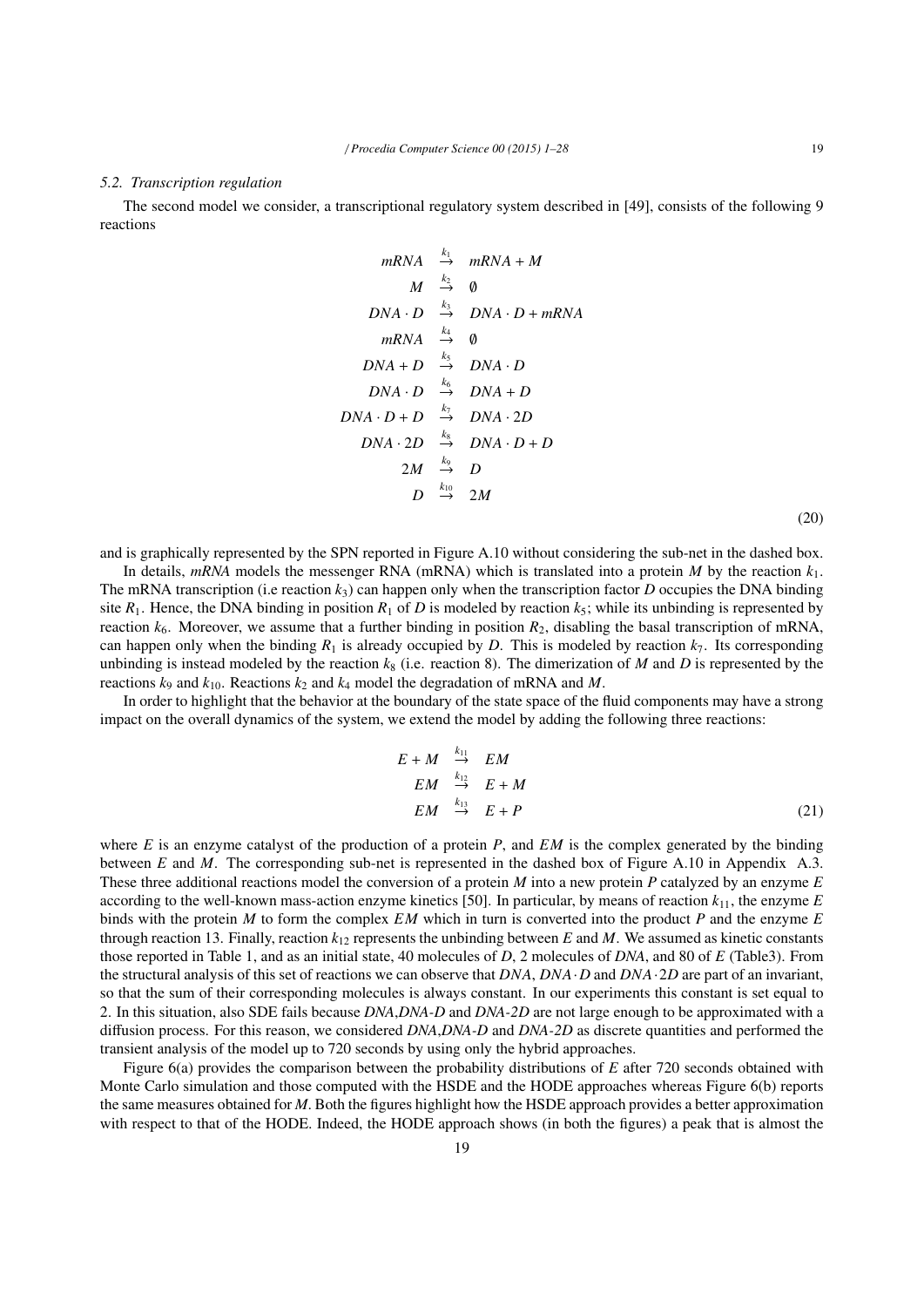### 5.2. Transcription regulation

The second model we consider, a transcriptional regulatory system described in [49], consists of the following 9 reactions

$$
\begin{array}{rcl}
mRNA & \xrightarrow{k_1} & mRNA + M \\
M & \xrightarrow{k_2} & \emptyset \\
DNA \cdot D & \xrightarrow{k_3} & DNA \cdot D + mRNA \\
mRNA & \xrightarrow{k_4} & \emptyset \\
DNA + D & \xrightarrow{k_5} & DNA \cdot D \\
DNA \cdot D & \xrightarrow{k_6} & DNA + D \\
DNA \cdot D + D & \xrightarrow{k_7} & DNA \cdot 2D \\
DNA \cdot 2D & \xrightarrow{k_8} & DNA \cdot D + D \\
2M & \xrightarrow{k_9} & D \\
D & \xrightarrow{k_{10}} & 2M
\end{array}
\tag{20}
$$

and is graphically represented by the SPN reported in Figure A.10 without considering the sub-net in the dashed box.

In details, *mRNA* models the messenger RNA (mRNA) which is translated into a protein $M$ by the reaction $k_1$. The mRNA transcription (i.e reaction $k_3$) can happen only when the transcription factor $D$ occupies the DNA binding site $R_1$. Hence, the DNA binding in position $R_1$ of $D$ is modeled by reaction $k_5$; while its unbinding is represented by reaction $k_6$. Moreover, we assume that a further binding in position $R_2$, disabling the basal transcription of mRNA, can happen only when the binding $R_1$ is already occupied by $D$. This is modeled by reaction $k_7$. Its corresponding unbinding is instead modeled by the reaction $k_8$ (i.e. reaction 8). The dimerization of $M$ and $D$ is represented by the reactions $k_9$ and $k_{10}$. Reactions $k_2$ and $k_4$ model the degradation of mRNA and $M$.

In order to highlight that the behavior at the boundary of the state space of the fluid components may have a strong impact on the overall dynamics of the system, we extend the model by adding the following three reactions:

$$
\begin{array}{rcl}
E + M & \xrightarrow{k_{11}} & EM \\
EM & \xrightarrow{k_{12}} & E + M \\
EM & \xrightarrow{k_{13}} & E + P
\end{array}
\tag{21}
$$

where $E$ is an enzyme catalyst of the production of a protein $P$, and $EM$ is the complex generated by the binding between $E$ and $M$. The corresponding sub-net is represented in the dashed box of Figure A.10 in Appendix A.3. These three additional reactions model the conversion of a protein $M$ into a new protein $P$ catalyzed by an enzyme $E$ according to the well-known mass-action enzyme kinetics [50]. In particular, by means of reaction $k_{11}$, the enzyme $E$ binds with the protein $M$ to form the complex $EM$ which in turn is converted into the product $P$ and the enzyme $E$ through reaction 13. Finally, reaction $k_{12}$ represents the unbinding between $E$ and $M$. We assumed as kinetic constants those reported in Table 1, and as an initial state, 40 molecules of $D$, 2 molecules of *DNA*, and 80 of $E$ (Table3). From the structural analysis of this set of reactions we can observe that *DNA*, $DNA \cdot D$ and $DNA \cdot 2D$ are part of an invariant, so that the sum of their corresponding molecules is always constant. In our experiments this constant is set equal to 2. In this situation, also SDE fails because *DNA*,*DNA-D* and *DNA-2D* are not large enough to be approximated with a diffusion process. For this reason, we considered *DNA*,*DNA-D* and *DNA-2D* as discrete quantities and performed the transient analysis of the model up to 720 seconds by using only the hybrid approaches.

Figure 6(a) provides the comparison between the probability distributions of $E$ after 720 seconds obtained with Monte Carlo simulation and those computed with the HSDE and the HODE approaches whereas Figure 6(b) reports the same measures obtained for $M$. Both the figures highlight how the HSDE approach provides a better approximation with respect to that of the HODE. Indeed, the HODE approach shows (in both the figures) a peak that is almost the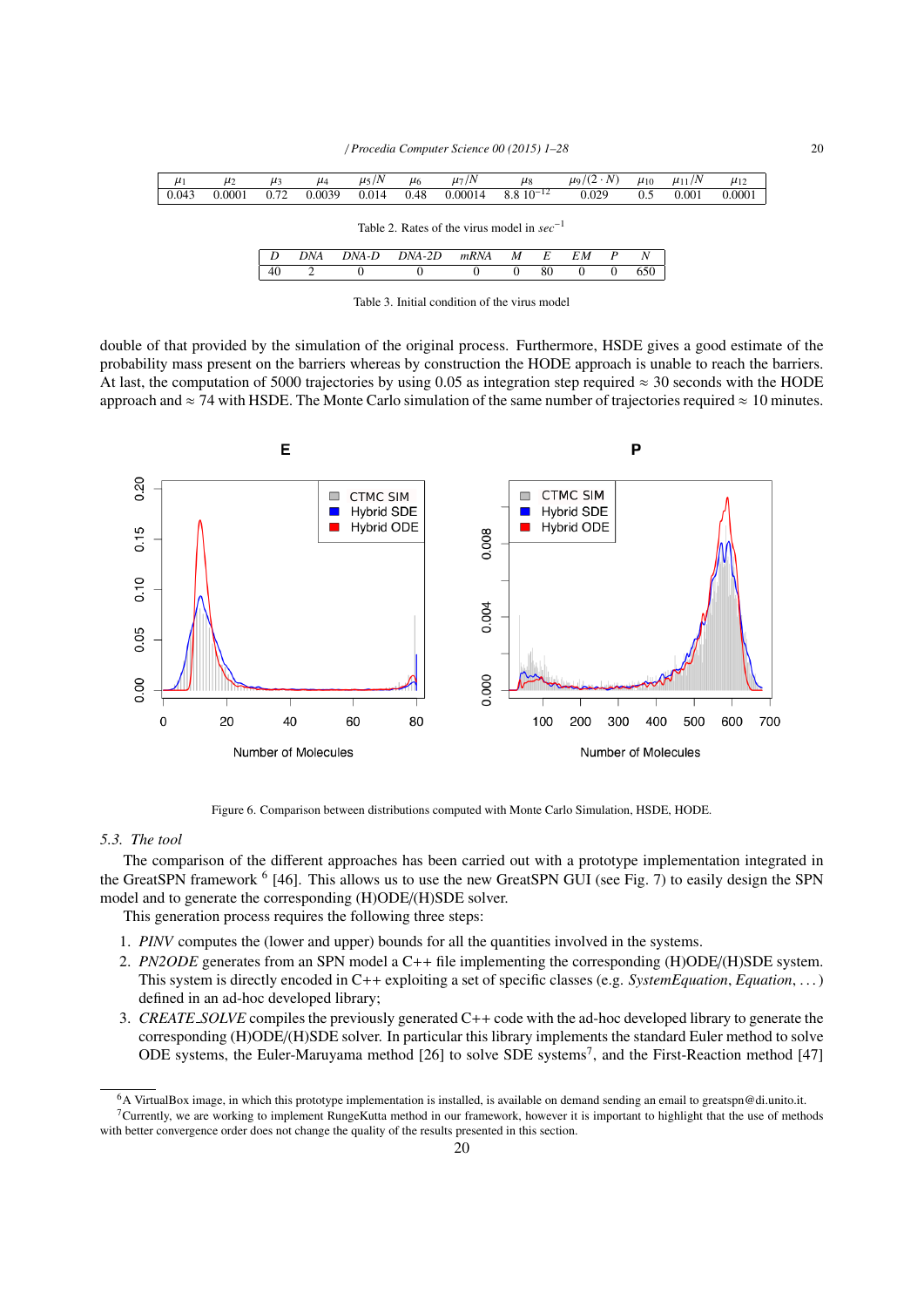| $\mu_1$ | $\mu_2$ | $\mu_3$ | $\mu_4$ | $\mu_5/N$ | $\mu_6$ | $\mu_7/N$ | $\mu_8$ | $\mu_9/(2 \cdot N)$ | $\mu_{10}$ | $\mu_{11}/N$ | $\mu_{12}$ |
|---|---|---|---|---|---|---|---|---|---|---|---|
| 0.043 | 0.0001 | 0.72 | 0.0039 | 0.014 | 0.48 | 0.00014 | $8.8\ 10^{-12}$ | 0.029 | 0.5 | 0.001 | 0.0001 |

Table 2. Rates of the virus model in $sec^{-1}$

| *D* | *DNA* | *DNA-D* | *DNA-2D* | *mRNA* | *M* | *E* | *EM* | *P* | *N* |
|---|---|---|---|---|---|---|---|---|---|
| 40 | 2 | 0 | 0 | 0 | 0 | 80 | 0 | 0 | 650 |

Table 3. Initial condition of the virus model

double of that provided by the simulation of the original process. Furthermore, HSDE gives a good estimate of the probability mass present on the barriers whereas by construction the HODE approach is unable to reach the barriers. At last, the computation of 5000 trajectories by using 0.05 as integration step required $\approx$ 30 seconds with the HODE approach and $\approx$ 74 with HSDE. The Monte Carlo simulation of the same number of trajectories required $\approx$ 10 minutes.

Figure 6. Comparison between distributions computed with Monte Carlo Simulation, HSDE, HODE.

### 5.3. The tool

The comparison of the different approaches has been carried out with a prototype implementation integrated in the GreatSPN framework [6] [46]. This allows us to use the new GreatSPN GUI (see Fig. 7) to easily design the SPN model and to generate the corresponding (H)ODE/(H)SDE solver.

This generation process requires the following three steps:

1. *PINV* computes the (lower and upper) bounds for all the quantities involved in the systems.
2. *PN2ODE* generates from an SPN model a C++ file implementing the corresponding (H)ODE/(H)SDE system. This system is directly encoded in C++ exploiting a set of specific classes (e.g. *SystemEquation*, *Equation*, ...) defined in an ad-hoc developed library;
3. *CREATE_SOLVE* compiles the previously generated C++ code with the ad-hoc developed library to generate the corresponding (H)ODE/(H)SDE solver. In particular this library implements the standard Euler method to solve ODE systems, the Euler-Maruyama method [26] to solve SDE systems[7], and the First-Reaction method [47]

[6] A VirtualBox image, in which this prototype implementation is installed, is available on demand sending an email to greatspn@di.unito.it.

[7] Currently, we are working to implement RungeKutta method in our framework, however it is important to highlight that the use of methods with better convergence order does not change the quality of the results presented in this section.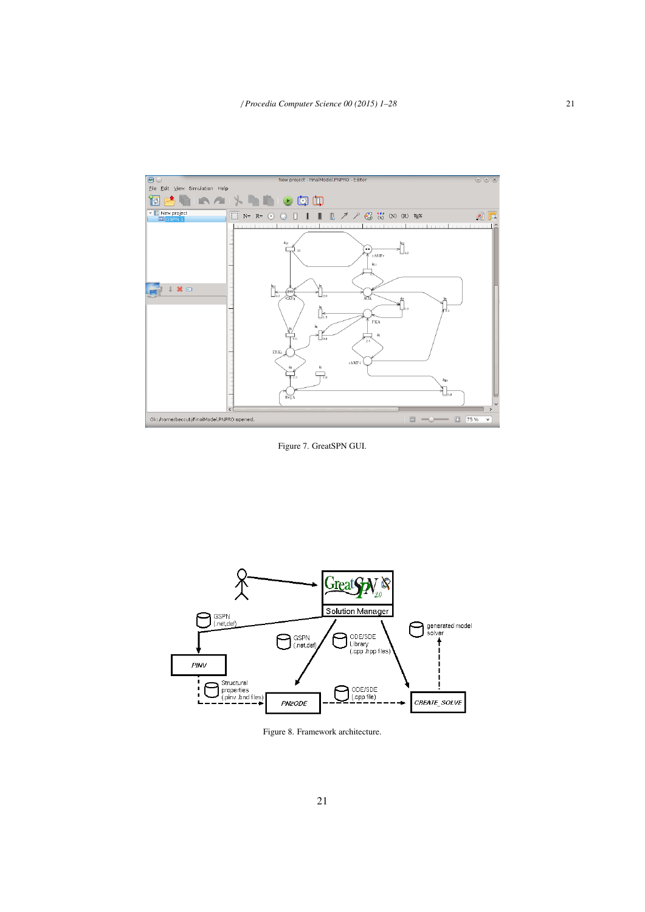Figure 7. GreatSPN GUI.

Figure 8. Framework architecture.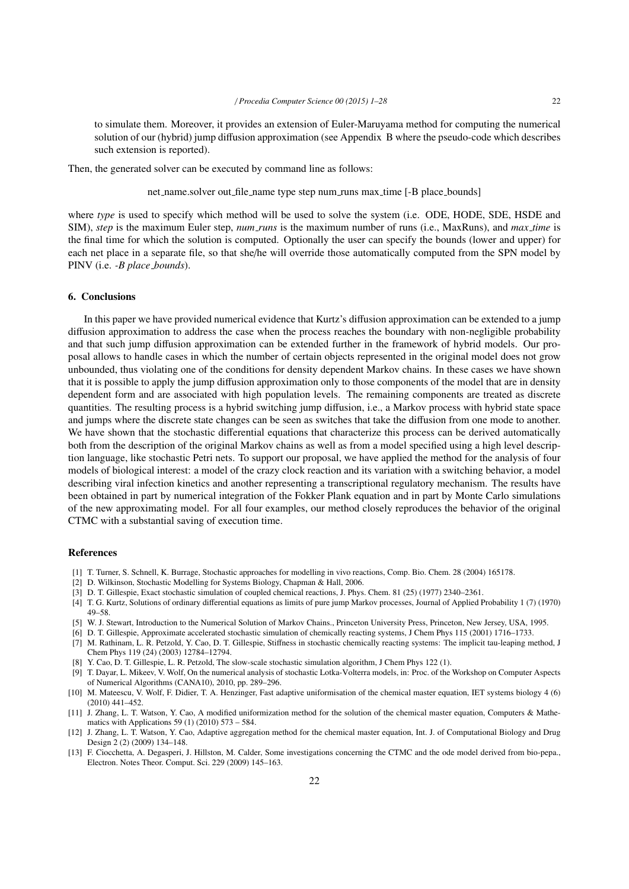to simulate them. Moreover, it provides an extension of Euler-Maruyama method for computing the numerical solution of our (hybrid) jump diffusion approximation (see Appendix B where the pseudo-code which describes such extension is reported).

Then, the generated solver can be executed by command line as follows:

```
net_name.solver out_file_name type step num_runs max_time [-B place_bounds]
```

where *type* is used to specify which method will be used to solve the system (i.e. ODE, HODE, SDE, HSDE and SIM), *step* is the maximum Euler step, *num_runs* is the maximum number of runs (i.e., MaxRuns), and *max_time* is the final time for which the solution is computed. Optionally the user can specify the bounds (lower and upper) for each net place in a separate file, so that she/he will override those automatically computed from the SPN model by PINV (i.e. *-B place_bounds*).

## 6. Conclusions

In this paper we have provided numerical evidence that Kurtz's diffusion approximation can be extended to a jump diffusion approximation to address the case when the process reaches the boundary with non-negligible probability and that such jump diffusion approximation can be extended further in the framework of hybrid models. Our proposal allows to handle cases in which the number of certain objects represented in the original model does not grow unbounded, thus violating one of the conditions for density dependent Markov chains. In these cases we have shown that it is possible to apply the jump diffusion approximation only to those components of the model that are in density dependent form and are associated with high population levels. The remaining components are treated as discrete quantities. The resulting process is a hybrid switching jump diffusion, i.e., a Markov process with hybrid state space and jumps where the discrete state changes can be seen as switches that take the diffusion from one mode to another. We have shown that the stochastic differential equations that characterize this process can be derived automatically both from the description of the original Markov chains as well as from a model specified using a high level description language, like stochastic Petri nets. To support our proposal, we have applied the method for the analysis of four models of biological interest: a model of the crazy clock reaction and its variation with a switching behavior, a model describing viral infection kinetics and another representing a transcriptional regulatory mechanism. The results have been obtained in part by numerical integration of the Fokker Plank equation and in part by Monte Carlo simulations of the new approximating model. For all four examples, our method closely reproduces the behavior of the original CTMC with a substantial saving of execution time.

## References

[1] T. Turner, S. Schnell, K. Burrage, Stochastic approaches for modelling in vivo reactions, Comp. Bio. Chem. 28 (2004) 165178.

[2] D. Wilkinson, Stochastic Modelling for Systems Biology, Chapman & Hall, 2006.

[3] D. T. Gillespie, Exact stochastic simulation of coupled chemical reactions, J. Phys. Chem. 81 (25) (1977) 2340–2361.

[4] T. G. Kurtz, Solutions of ordinary differential equations as limits of pure jump Markov processes, Journal of Applied Probability 1 (7) (1970) 49–58.

[5] W. J. Stewart, Introduction to the Numerical Solution of Markov Chains., Princeton University Press, Princeton, New Jersey, USA, 1995.

[6] D. T. Gillespie, Approximate accelerated stochastic simulation of chemically reacting systems, J Chem Phys 115 (2001) 1716–1733.

[7] M. Rathinam, L. R. Petzold, Y. Cao, D. T. Gillespie, Stiffness in stochastic chemically reacting systems: The implicit tau-leaping method, J Chem Phys 119 (24) (2003) 12784–12794.

[8] Y. Cao, D. T. Gillespie, L. R. Petzold, The slow-scale stochastic simulation algorithm, J Chem Phys 122 (1).

[9] T. Dayar, L. Mikeev, V. Wolf, On the numerical analysis of stochastic Lotka-Volterra models, in: Proc. of the Workshop on Computer Aspects of Numerical Algorithms (CANA10), 2010, pp. 289–296.

[10] M. Mateescu, V. Wolf, F. Didier, T. A. Henzinger, Fast adaptive uniformisation of the chemical master equation, IET systems biology 4 (6) (2010) 441–452.

[11] J. Zhang, L. T. Watson, Y. Cao, A modified uniformization method for the solution of the chemical master equation, Computers & Mathematics with Applications 59 (1) (2010) 573 – 584.

[12] J. Zhang, L. T. Watson, Y. Cao, Adaptive aggregation method for the chemical master equation, Int. J. of Computational Biology and Drug Design 2 (2) (2009) 134–148.

[13] F. Ciocchetta, A. Degasperi, J. Hillston, M. Calder, Some investigations concerning the CTMC and the ode model derived from bio-pepa., Electron. Notes Theor. Comput. Sci. 229 (2009) 145–163.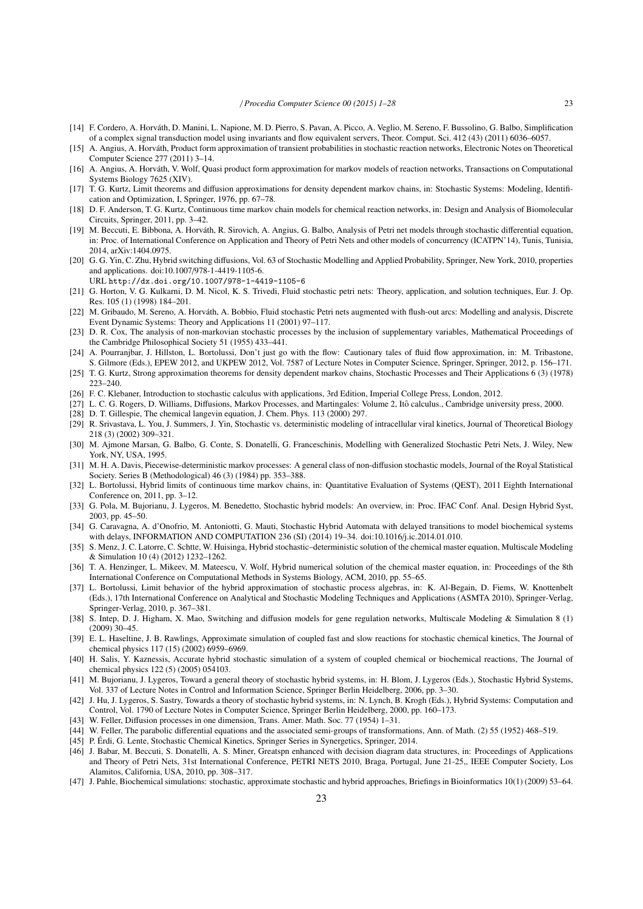- [14] F. Cordero, A. Horváth, D. Manini, L. Napione, M. D. Pierro, S. Pavan, A. Picco, A. Veglio, M. Sereno, F. Bussolino, G. Balbo, Simplification of a complex signal transduction model using invariants and flow equivalent servers, Theor. Comput. Sci. 412 (43) (2011) 6036–6057.
- [15] A. Angius, A. Horváth, Product form approximation of transient probabilities in stochastic reaction networks, Electronic Notes on Theoretical Computer Science 277 (2011) 3–14.
- [16] A. Angius, A. Horváth, V. Wolf, Quasi product form approximation for markov models of reaction networks, Transactions on Computational Systems Biology 7625 (XIV).
- [17] T. G. Kurtz, Limit theorems and diffusion approximations for density dependent markov chains, in: Stochastic Systems: Modeling, Identification and Optimization, I, Springer, 1976, pp. 67–78.
- [18] D. F. Anderson, T. G. Kurtz, Continuous time markov chain models for chemical reaction networks, in: Design and Analysis of Biomolecular Circuits, Springer, 2011, pp. 3–42.
- [19] M. Beccuti, E. Bibbona, A. Horváth, R. Sirovich, A. Angius, G. Balbo, Analysis of Petri net models through stochastic differential equation, in: Proc. of International Conference on Application and Theory of Petri Nets and other models of concurrency (ICATPN'14), Tunis, Tunisia, 2014, arXiv:1404.0975.
- [20] G. G. Yin, C. Zhu, Hybrid switching diffusions, Vol. 63 of Stochastic Modelling and Applied Probability, Springer, New York, 2010, properties and applications. doi:10.1007/978-1-4419-1105-6.
URL http://dx.doi.org/10.1007/978-1-4419-1105-6
- [21] G. Horton, V. G. Kulkarni, D. M. Nicol, K. S. Trivedi, Fluid stochastic petri nets: Theory, application, and solution techniques, Eur. J. Op. Res. 105 (1) (1998) 184–201.
- [22] M. Gribaudo, M. Sereno, A. Horváth, A. Bobbio, Fluid stochastic Petri nets augmented with flush-out arcs: Modelling and analysis, Discrete Event Dynamic Systems: Theory and Applications 11 (2001) 97–117.
- [23] D. R. Cox, The analysis of non-markovian stochastic processes by the inclusion of supplementary variables, Mathematical Proceedings of the Cambridge Philosophical Society 51 (1955) 433–441.
- [24] A. Pourranjbar, J. Hillston, L. Bortolussi, Don't just go with the flow: Cautionary tales of fluid flow approximation, in: M. Tribastone, S. Gilmore (Eds.), EPEW 2012, and UKPEW 2012, Vol. 7587 of Lecture Notes in Computer Science, Springer, Springer, 2012, p. 156–171.
- [25] T. G. Kurtz, Strong approximation theorems for density dependent markov chains, Stochastic Processes and Their Applications 6 (3) (1978) 223–240.
- [26] F. C. Klebaner, Introduction to stochastic calculus with applications, 3rd Edition, Imperial College Press, London, 2012.
- [27] L. C. G. Rogers, D. Williams, Diffusions, Markov Processes, and Martingales: Volume 2, Itō calculus., Cambridge university press, 2000.
- [28] D. T. Gillespie, The chemical langevin equation, J. Chem. Phys. 113 (2000) 297.
- [29] R. Srivastava, L. You, J. Summers, J. Yin, Stochastic vs. deterministic modeling of intracellular viral kinetics, Journal of Theoretical Biology 218 (3) (2002) 309–321.
- [30] M. Ajmone Marsan, G. Balbo, G. Conte, S. Donatelli, G. Franceschinis, Modelling with Generalized Stochastic Petri Nets, J. Wiley, New York, NY, USA, 1995.
- [31] M. H. A. Davis, Piecewise-deterministic markov processes: A general class of non-diffusion stochastic models, Journal of the Royal Statistical Society. Series B (Methodological) 46 (3) (1984) pp. 353–388.
- [32] L. Bortolussi, Hybrid limits of continuous time markov chains, in: Quantitative Evaluation of Systems (QEST), 2011 Eighth International Conference on, 2011, pp. 3–12.
- [33] G. Pola, M. Bujorianu, J. Lygeros, M. Benedetto, Stochastic hybrid models: An overview, in: Proc. IFAC Conf. Anal. Design Hybrid Syst, 2003, pp. 45–50.
- [34] G. Caravagna, A. d'Onofrio, M. Antoniotti, G. Mauti, Stochastic Hybrid Automata with delayed transitions to model biochemical systems with delays, INFORMATION AND COMPUTATION 236 (SI) (2014) 19–34. doi:10.1016/j.ic.2014.01.010.
- [35] S. Menz, J. C. Latorre, C. Schtte, W. Huisinga, Hybrid stochastic–deterministic solution of the chemical master equation, Multiscale Modeling & Simulation 10 (4) (2012) 1232–1262.
- [36] T. A. Henzinger, L. Mikeev, M. Mateescu, V. Wolf, Hybrid numerical solution of the chemical master equation, in: Proceedings of the 8th International Conference on Computational Methods in Systems Biology, ACM, 2010, pp. 55–65.
- [37] L. Bortolussi, Limit behavior of the hybrid approximation of stochastic process algebras, in: K. Al-Begain, D. Fiems, W. Knottenbelt (Eds.), 17th International Conference on Analytical and Stochastic Modeling Techniques and Applications (ASMTA 2010), Springer-Verlag, Springer-Verlag, 2010, p. 367–381.
- [38] S. Intep, D. J. Higham, X. Mao, Switching and diffusion models for gene regulation networks, Multiscale Modeling & Simulation 8 (1) (2009) 30–45.
- [39] E. L. Haseltine, J. B. Rawlings, Approximate simulation of coupled fast and slow reactions for stochastic chemical kinetics, The Journal of chemical physics 117 (15) (2002) 6959–6969.
- [40] H. Salis, Y. Kaznessis, Accurate hybrid stochastic simulation of a system of coupled chemical or biochemical reactions, The Journal of chemical physics 122 (5) (2005) 054103.
- [41] M. Bujorianu, J. Lygeros, Toward a general theory of stochastic hybrid systems, in: H. Blom, J. Lygeros (Eds.), Stochastic Hybrid Systems, Vol. 337 of Lecture Notes in Control and Information Science, Springer Berlin Heidelberg, 2006, pp. 3–30.
- [42] J. Hu, J. Lygeros, S. Sastry, Towards a theory of stochastic hybrid systems, in: N. Lynch, B. Krogh (Eds.), Hybrid Systems: Computation and Control, Vol. 1790 of Lecture Notes in Computer Science, Springer Berlin Heidelberg, 2000, pp. 160–173.
- [43] W. Feller, Diffusion processes in one dimension, Trans. Amer. Math. Soc. 77 (1954) 1–31.
- [44] W. Feller, The parabolic differential equations and the associated semi-groups of transformations, Ann. of Math. (2) 55 (1952) 468–519.
- [45] P. Érdi, G. Lente, Stochastic Chemical Kinetics, Springer Series in Synergetics, Springer, 2014.
- [46] J. Babar, M. Beccuti, S. Donatelli, A. S. Miner, Greatspn enhanced with decision diagram data structures, in: Proceedings of Applications and Theory of Petri Nets, 31st International Conference, PETRI NETS 2010, Braga, Portugal, June 21-25,, IEEE Computer Society, Los Alamitos, California, USA, 2010, pp. 308–317.
- [47] J. Pahle, Biochemical simulations: stochastic, approximate stochastic and hybrid approaches, Briefings in Bioinformatics 10(1) (2009) 53–64.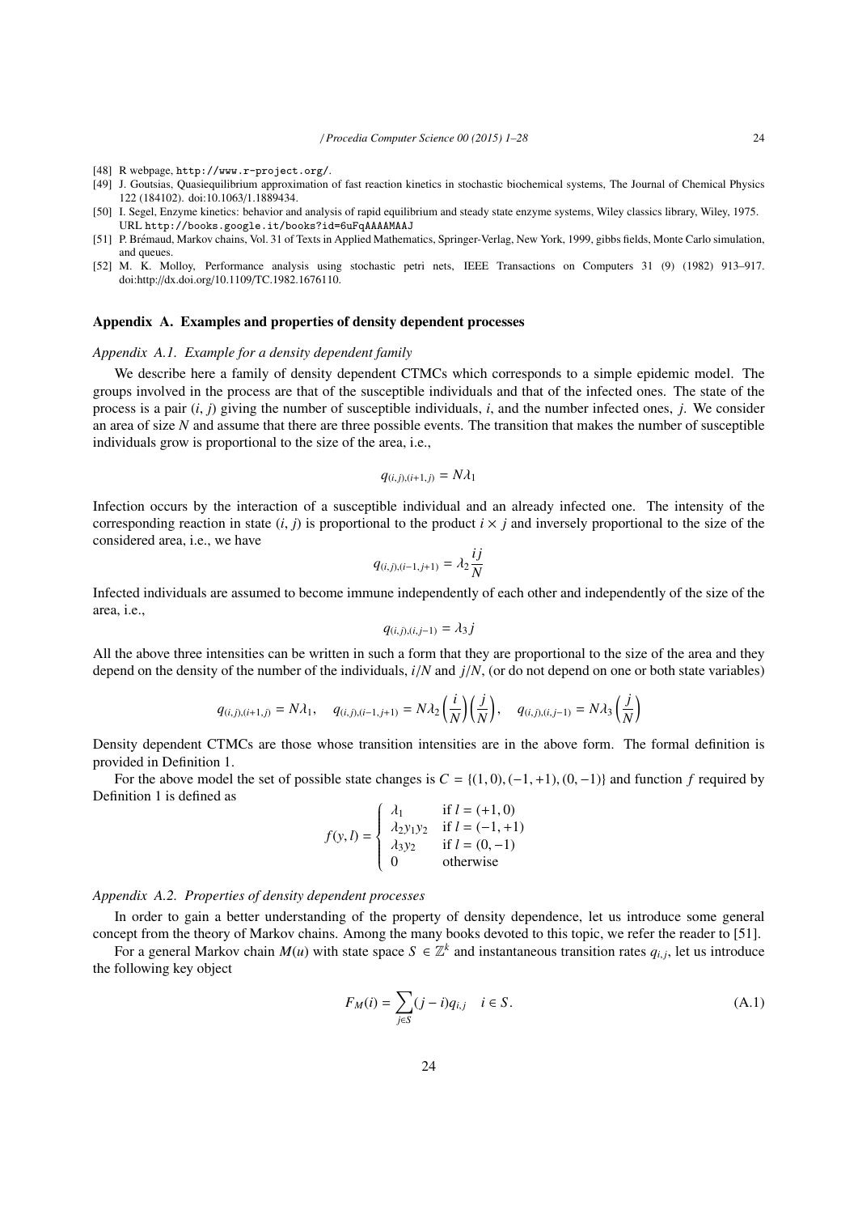[48] R webpage, http://www.r-project.org/.

[49] J. Goutsias, Quasiequilibrium approximation of fast reaction kinetics in stochastic biochemical systems, The Journal of Chemical Physics 122 (184102). doi:10.1063/1.1889434.

[50] I. Segel, Enzyme kinetics: behavior and analysis of rapid equilibrium and steady state enzyme systems, Wiley classics library, Wiley, 1975. URL http://books.google.it/books?id=6uFqAAAAMAAJ

[51] P. Brémaud, Markov chains, Vol. 31 of Texts in Applied Mathematics, Springer-Verlag, New York, 1999, gibbs fields, Monte Carlo simulation, and queues.

[52] M. K. Molloy, Performance analysis using stochastic petri nets, IEEE Transactions on Computers 31 (9) (1982) 913–917. doi:http://dx.doi.org/10.1109/TC.1982.1676110.

## Appendix A. Examples and properties of density dependent processes

### Appendix A.1. Example for a density dependent family

We describe here a family of density dependent CTMCs which corresponds to a simple epidemic model. The groups involved in the process are that of the susceptible individuals and that of the infected ones. The state of the process is a pair $(i, j)$ giving the number of susceptible individuals, $i$, and the number infected ones, $j$. We consider an area of size $N$ and assume that there are three possible events. The transition that makes the number of susceptible individuals grow is proportional to the size of the area, i.e.,

$$q_{(i,j),(i+1,j)} = N\lambda_1$$

Infection occurs by the interaction of a susceptible individual and an already infected one. The intensity of the corresponding reaction in state $(i, j)$ is proportional to the product $i \times j$ and inversely proportional to the size of the considered area, i.e., we have

$$q_{(i,j),(i-1,j+1)} = \lambda_2 \frac{ij}{N}$$

Infected individuals are assumed to become immune independently of each other and independently of the size of the area, i.e.,

$$q_{(i,j),(i,j-1)} = \lambda_3 j$$

All the above three intensities can be written in such a form that they are proportional to the size of the area and they depend on the density of the number of the individuals, $i/N$ and $j/N$, (or do not depend on one or both state variables)

$$q_{(i,j),(i+1,j)} = N\lambda_1, \quad q_{(i,j),(i-1,j+1)} = N\lambda_2 \left(\frac{i}{N}\right)\left(\frac{j}{N}\right), \quad q_{(i,j),(i,j-1)} = N\lambda_3 \left(\frac{j}{N}\right)$$

Density dependent CTMCs are those whose transition intensities are in the above form. The formal definition is provided in Definition 1.

For the above model the set of possible state changes is $C = \{(1, 0), (-1, +1), (0, -1)\}$ and function $f$ required by Definition 1 is defined as

$$f(y, l) = \begin{cases} \lambda_1 & \text{if } l = (+1, 0) \\ \lambda_2 y_1 y_2 & \text{if } l = (-1, +1) \\ \lambda_3 y_2 & \text{if } l = (0, -1) \\ 0 & \text{otherwise} \end{cases}$$

### Appendix A.2. Properties of density dependent processes

In order to gain a better understanding of the property of density dependence, let us introduce some general concept from the theory of Markov chains. Among the many books devoted to this topic, we refer the reader to [51].

For a general Markov chain $M(u)$ with state space $S \in \mathbb{Z}^k$ and instantaneous transition rates $q_{i,j}$, let us introduce the following key object

$$F_M(i) = \sum_{j \in S} (j - i) q_{i,j} \quad i \in S. \tag{A.1}$$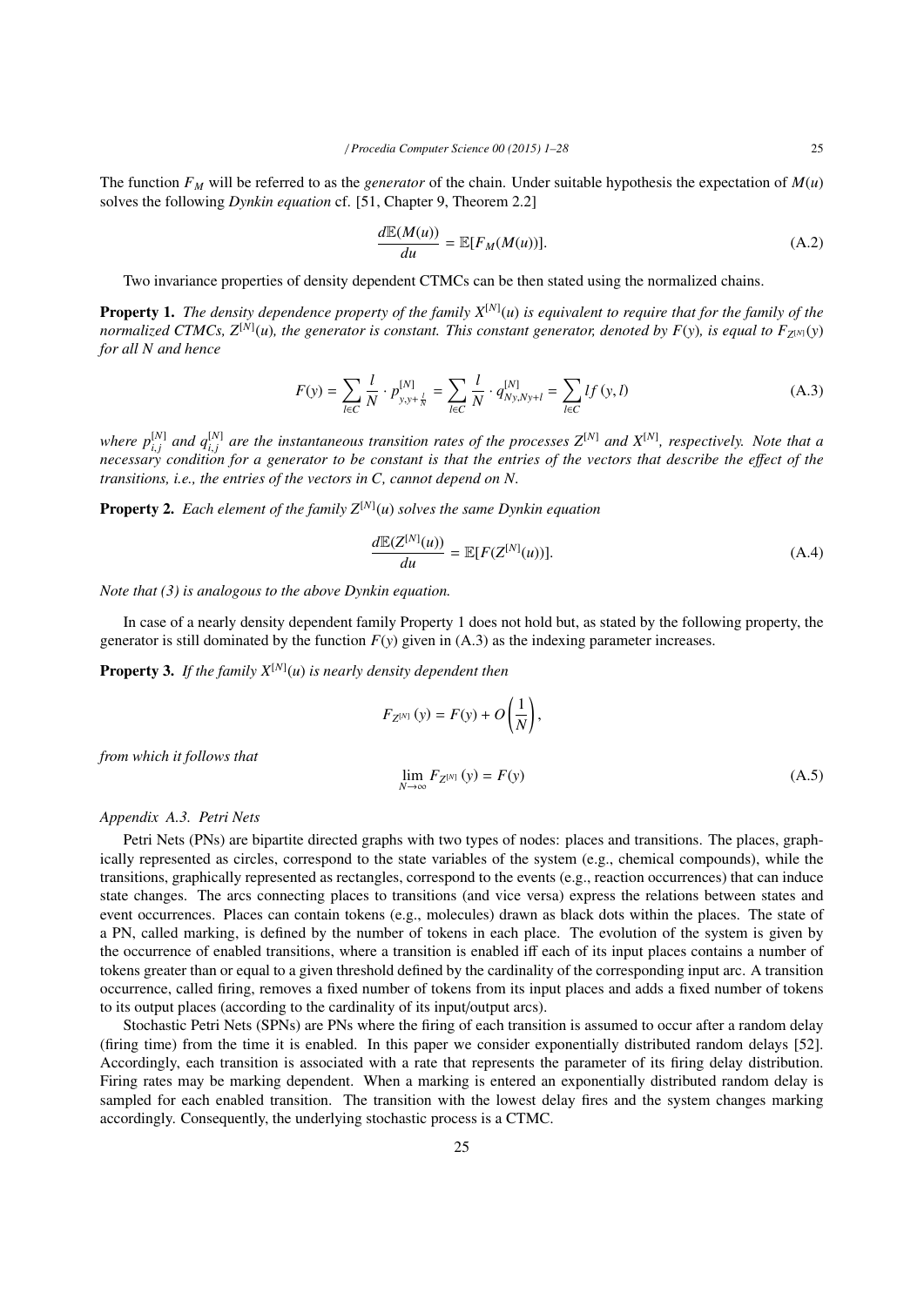The function $F_M$ will be referred to as the *generator* of the chain. Under suitable hypothesis the expectation of $M(u)$ solves the following *Dynkin equation* cf. [51, Chapter 9, Theorem 2.2]

$$\frac{d\mathbb{E}(M(u))}{du} = \mathbb{E}[F_M(M(u))]. \tag{A.2}$$

Two invariance properties of density dependent CTMCs can be then stated using the normalized chains.

**Property 1.** *The density dependence property of the family $X^{[N]}(u)$ is equivalent to require that for the family of the normalized CTMCs, $Z^{[N]}(u)$, the generator is constant. This constant generator, denoted by $F(y)$, is equal to $F_{Z^{[N]}}(y)$ for all $N$ and hence*

$$F(y) = \sum_{l \in C} \frac{l}{N} \cdot p^{[N]}_{y, y+\frac{l}{N}} = \sum_{l \in C} \frac{l}{N} \cdot q^{[N]}_{Ny, Ny+l} = \sum_{l \in C} l f(y, l) \tag{A.3}$$

*where $p^{[N]}_{i,j}$ and $q^{[N]}_{i,j}$ are the instantaneous transition rates of the processes $Z^{[N]}$ and $X^{[N]}$, respectively. Note that a necessary condition for a generator to be constant is that the entries of the vectors that describe the effect of the transitions, i.e., the entries of the vectors in $C$, cannot depend on $N$.*

**Property 2.** *Each element of the family $Z^{[N]}(u)$ solves the same Dynkin equation*

$$\frac{d\mathbb{E}(Z^{[N]}(u))}{du} = \mathbb{E}[F(Z^{[N]}(u))]. \tag{A.4}$$

*Note that (3) is analogous to the above Dynkin equation.*

In case of a nearly density dependent family Property 1 does not hold but, as stated by the following property, the generator is still dominated by the function $F(y)$ given in (A.3) as the indexing parameter increases.

**Property 3.** *If the family $X^{[N]}(u)$ is nearly density dependent then*

$$F_{Z^{[N]}}(y) = F(y) + O\left(\frac{1}{N}\right),$$

*from which it follows that*

$$\lim_{N \to \infty} F_{Z^{[N]}}(y) = F(y) \tag{A.5}$$

*Appendix A.3. Petri Nets*

Petri Nets (PNs) are bipartite directed graphs with two types of nodes: places and transitions. The places, graphically represented as circles, correspond to the state variables of the system (e.g., chemical compounds), while the transitions, graphically represented as rectangles, correspond to the events (e.g., reaction occurrences) that can induce state changes. The arcs connecting places to transitions (and vice versa) express the relations between states and event occurrences. Places can contain tokens (e.g., molecules) drawn as black dots within the places. The state of a PN, called marking, is defined by the number of tokens in each place. The evolution of the system is given by the occurrence of enabled transitions, where a transition is enabled iff each of its input places contains a number of tokens greater than or equal to a given threshold defined by the cardinality of the corresponding input arc. A transition occurrence, called firing, removes a fixed number of tokens from its input places and adds a fixed number of tokens to its output places (according to the cardinality of its input/output arcs).

Stochastic Petri Nets (SPNs) are PNs where the firing of each transition is assumed to occur after a random delay (firing time) from the time it is enabled. In this paper we consider exponentially distributed random delays [52]. Accordingly, each transition is associated with a rate that represents the parameter of its firing delay distribution. Firing rates may be marking dependent. When a marking is entered an exponentially distributed random delay is sampled for each enabled transition. The transition with the lowest delay fires and the system changes marking accordingly. Consequently, the underlying stochastic process is a CTMC.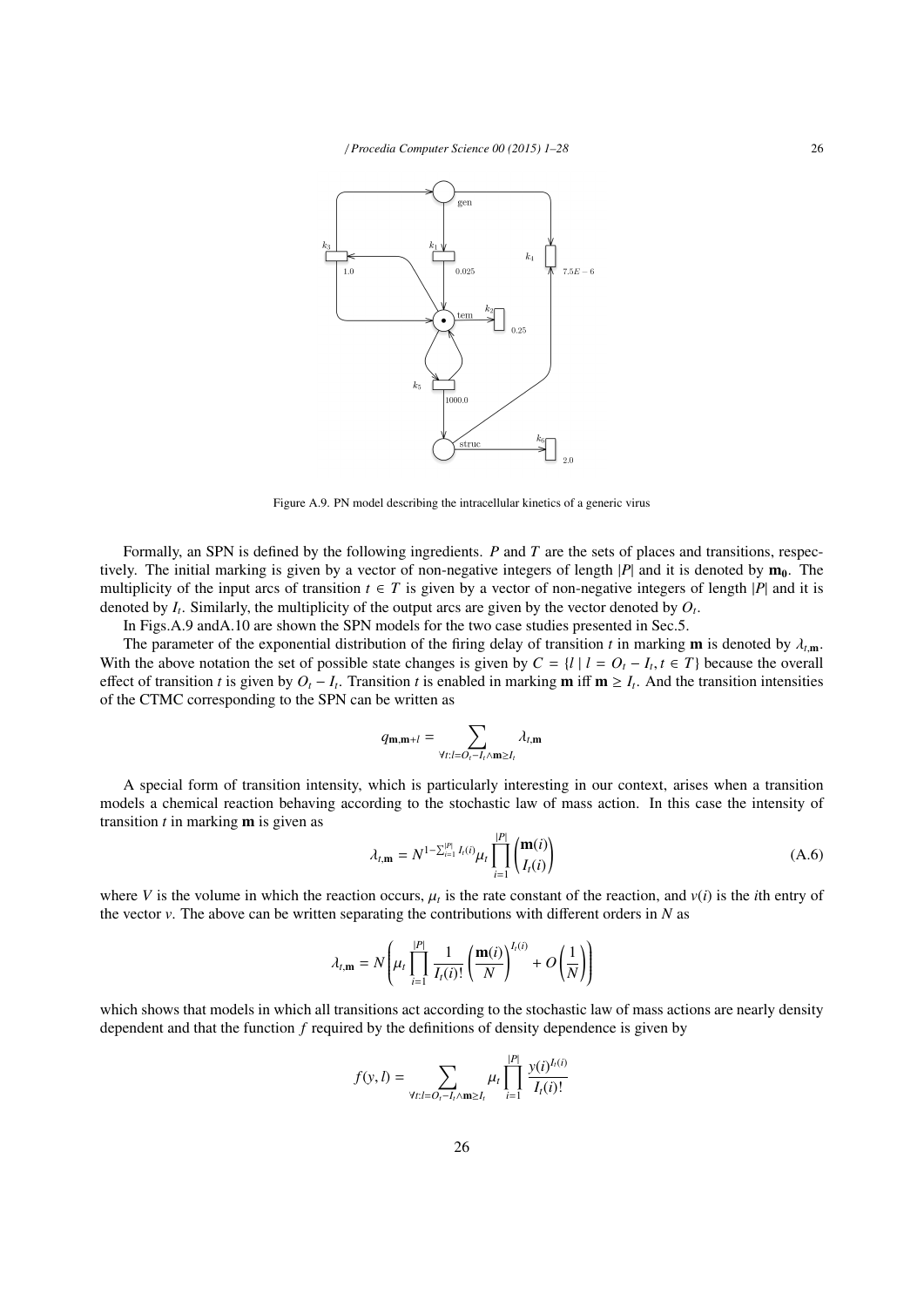Figure A.9. PN model describing the intracellular kinetics of a generic virus

Formally, an SPN is defined by the following ingredients. $P$ and $T$ are the sets of places and transitions, respectively. The initial marking is given by a vector of non-negative integers of length $|P|$ and it is denoted by $\mathbf{m_0}$. The multiplicity of the input arcs of transition $t \in T$ is given by a vector of non-negative integers of length $|P|$ and it is denoted by $I_t$. Similarly, the multiplicity of the output arcs are given by the vector denoted by $O_t$.

In Figs.A.9 andA.10 are shown the SPN models for the two case studies presented in Sec.5.

The parameter of the exponential distribution of the firing delay of transition $t$ in marking $\mathbf{m}$ is denoted by $\lambda_{t,\mathbf{m}}$. With the above notation the set of possible state changes is given by $C = \{l \mid l = O_t - I_t, t \in T\}$ because the overall effect of transition $t$ is given by $O_t - I_t$. Transition $t$ is enabled in marking $\mathbf{m}$ iff $\mathbf{m} \geq I_t$. And the transition intensities of the CTMC corresponding to the SPN can be written as

$$q_{\mathbf{m},\mathbf{m}+l} = \sum_{\forall t: l = O_t - I_t \wedge \mathbf{m} \geq I_t} \lambda_{t,\mathbf{m}}$$

A special form of transition intensity, which is particularly interesting in our context, arises when a transition models a chemical reaction behaving according to the stochastic law of mass action. In this case the intensity of transition $t$ in marking $\mathbf{m}$ is given as

$$\lambda_{t,\mathbf{m}} = N^{1-\sum_{i=1}^{|P|} I_t(i)} \mu_t \prod_{i=1}^{|P|} \binom{\mathbf{m}(i)}{I_t(i)} \tag{A.6}$$

where $V$ is the volume in which the reaction occurs, $\mu_t$ is the rate constant of the reaction, and $v(i)$ is the $i$th entry of the vector $v$. The above can be written separating the contributions with different orders in $N$ as

$$\lambda_{t,\mathbf{m}} = N\left(\mu_t \prod_{i=1}^{|P|} \frac{1}{I_t(i)!} \left(\frac{\mathbf{m}(i)}{N}\right)^{I_t(i)} + O\left(\frac{1}{N}\right)\right)$$

which shows that models in which all transitions act according to the stochastic law of mass actions are nearly density dependent and that the function $f$ required by the definitions of density dependence is given by

$$f(y, l) = \sum_{\forall t: l = O_t - I_t \wedge \mathbf{m} \geq I_t} \mu_t \prod_{i=1}^{|P|} \frac{y(i)^{I_t(i)}}{I_t(i)!}$$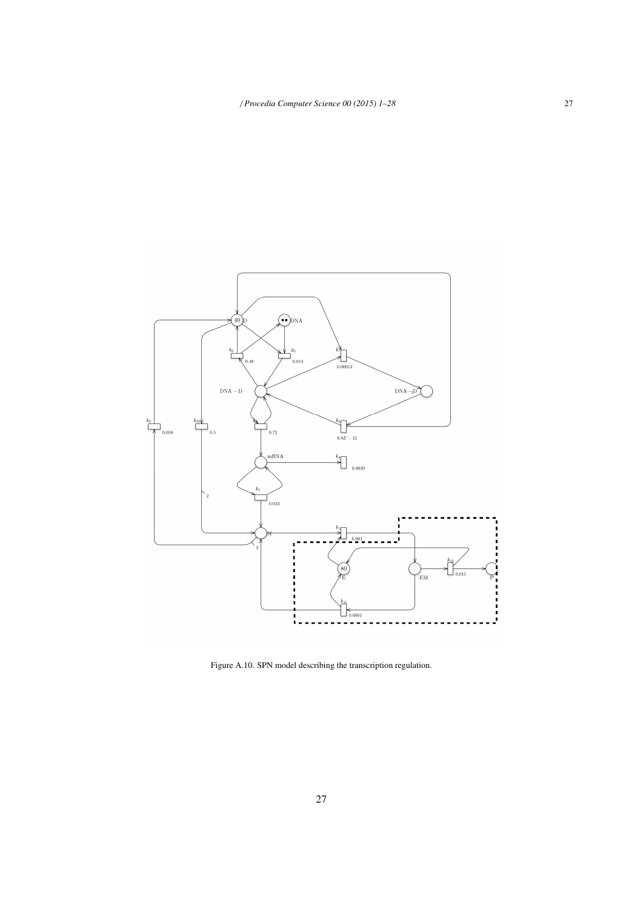Figure A.10. SPN model describing the transcription regulation.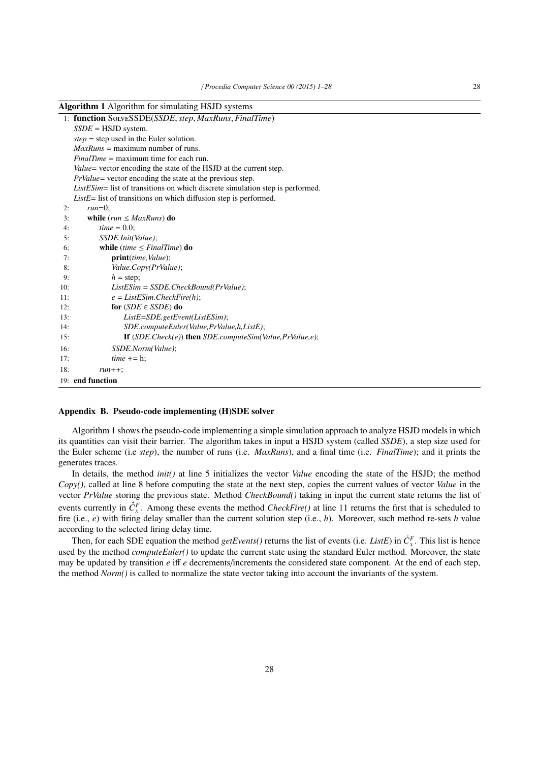**Algorithm 1** Algorithm for simulating HSJD systems

```
1:  function SolveSSDE(SSDE, step, MaxRuns, FinalTime)
    SSDE = HSJD system.
    step = step used in the Euler solution.
    MaxRuns = maximum number of runs.
    FinalTime = maximum time for each run.
    Value= vector encoding the state of the HSJD at the current step.
    PrValue= vector encoding the state at the previous step.
    ListESim= list of transitions on which discrete simulation step is performed.
    ListE= list of transitions on which diffusion step is performed.
2:      run=0;
3:      while (run ≤ MaxRuns) do
4:          time = 0.0;
5:          SSDE.Init(Value);
6:          while (time ≤ FinalTime) do
7:              print(time,Value);
8:              Value.Copy(PrValue);
9:              h = step;
10:             ListESim = SSDE.CheckBound(PrValue);
11:             e = ListESim.CheckFire(h);
12:             for (SDE ∈ SSDE) do
13:                 ListE=SDE.getEvent(ListESim);
14:                 SDE.computeEuler(Value,PrValue,h,ListE);
15:                 If (SDE.Check(e)) then SDE.computeSim(Value,PrValue,e);
16:             SSDE.Norm(Value);
17:             time += h;
18:         run++;
19: end function
```

## Appendix B. Pseudo-code implementing (H)SDE solver

Algorithm 1 shows the pseudo-code implementing a simple simulation approach to analyze HSJD models in which its quantities can visit their barrier. The algorithm takes in input a HSJD system (called *SSDE*), a step size used for the Euler scheme (i.e *step*), the number of runs (i.e. *MaxRuns*), and a final time (i.e. *FinalTime*); and it prints the generates traces.

In details, the method *init()* at line 5 initializes the vector *Value* encoding the state of the HSJD; the method *Copy()*, called at line 8 before computing the state at the next step, copies the current values of vector *Value* in the vector *PrValue* storing the previous state. Method *CheckBound()* taking in input the current state returns the list of events currently in $\dot{C}^F_x$. Among these events the method *CheckFire()* at line 11 returns the first that is scheduled to fire (i.e., $e$) with firing delay smaller than the current solution step (i.e., $h$). Moreover, such method re-sets $h$ value according to the selected firing delay time.

Then, for each SDE equation the method *getEvents()* returns the list of events (i.e. *ListE*) in $\mathring{C}^F_x$. This list is hence used by the method *computeEuler()* to update the current state using the standard Euler method. Moreover, the state may be updated by transition $e$ iff $e$ decrements/increments the considered state component. At the end of each step, the method *Norm()* is called to normalize the state vector taking into account the invariants of the system.